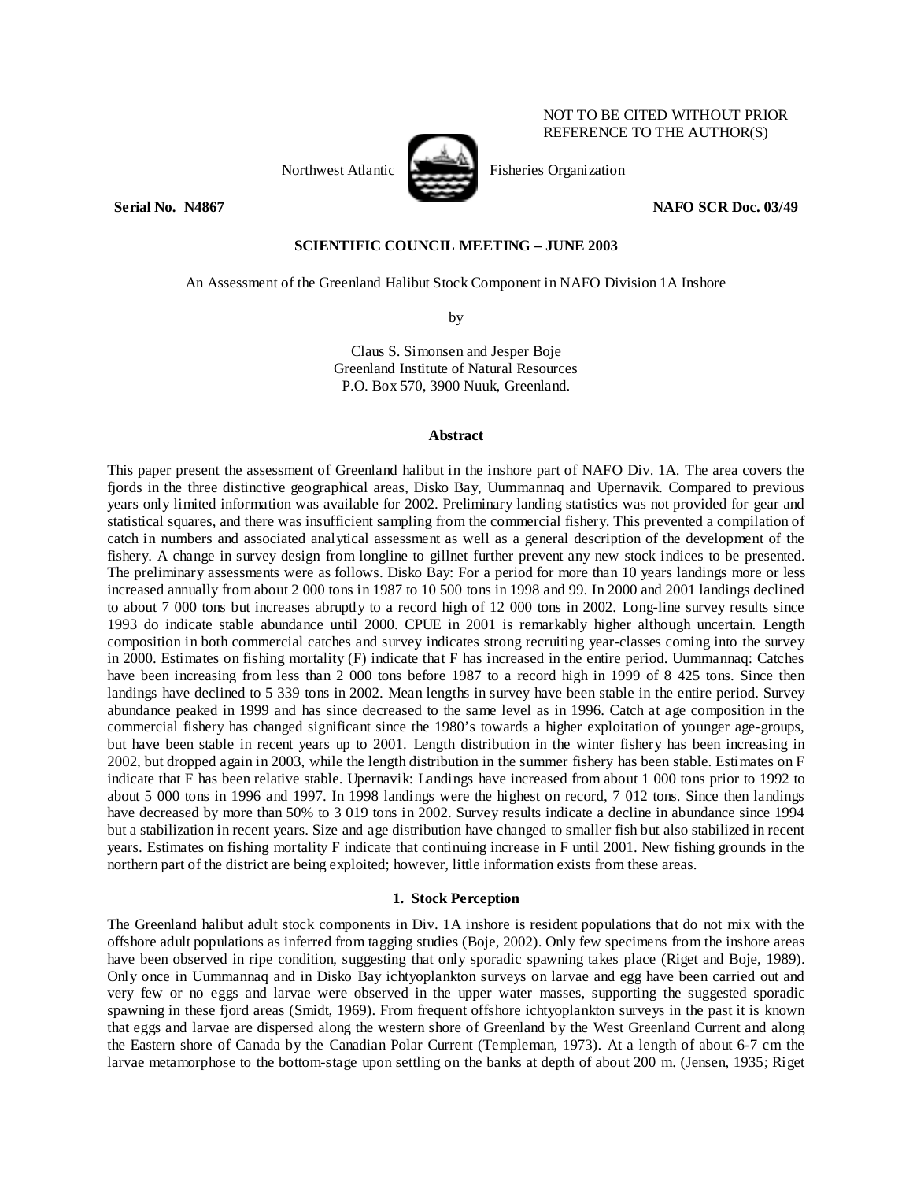NOT TO BE CITED WITHOUT PRIOR REFERENCE TO THE AUTHOR(S)

Northwest Atlantic Fisheries Organization

**Serial No. N4867** **NAFO SCR Doc. 03/49**

**SCIENTIFIC COUNCIL MEETING – JUNE 2003**

An Assessment of the Greenland Halibut Stock Component in NAFO Division 1A Inshore

by

Claus S. Simonsen and Jesper Boje
Greenland Institute of Natural Resources
P.O. Box 570, 3900 Nuuk, Greenland.

## Abstract

This paper present the assessment of Greenland halibut in the inshore part of NAFO Div. 1A. The area covers the fjords in the three distinctive geographical areas, Disko Bay, Uummannaq and Upernavik. Compared to previous years only limited information was available for 2002. Preliminary landing statistics was not provided for gear and statistical squares, and there was insufficient sampling from the commercial fishery. This prevented a compilation of catch in numbers and associated analytical assessment as well as a general description of the development of the fishery. A change in survey design from longline to gillnet further prevent any new stock indices to be presented. The preliminary assessments were as follows. Disko Bay: For a period for more than 10 years landings more or less increased annually from about 2 000 tons in 1987 to 10 500 tons in 1998 and 99. In 2000 and 2001 landings declined to about 7 000 tons but increases abruptly to a record high of 12 000 tons in 2002. Long-line survey results since 1993 do indicate stable abundance until 2000. CPUE in 2001 is remarkably higher although uncertain. Length composition in both commercial catches and survey indicates strong recruiting year-classes coming into the survey in 2000. Estimates on fishing mortality (F) indicate that F has increased in the entire period. Uummannaq: Catches have been increasing from less than 2 000 tons before 1987 to a record high in 1999 of 8 425 tons. Since then landings have declined to 5 339 tons in 2002. Mean lengths in survey have been stable in the entire period. Survey abundance peaked in 1999 and has since decreased to the same level as in 1996. Catch at age composition in the commercial fishery has changed significant since the 1980's towards a higher exploitation of younger age-groups, but have been stable in recent years up to 2001. Length distribution in the winter fishery has been increasing in 2002, but dropped again in 2003, while the length distribution in the summer fishery has been stable. Estimates on F indicate that F has been relative stable. Upernavik: Landings have increased from about 1 000 tons prior to 1992 to about 5 000 tons in 1996 and 1997. In 1998 landings were the highest on record, 7 012 tons. Since then landings have decreased by more than 50% to 3 019 tons in 2002. Survey results indicate a decline in abundance since 1994 but a stabilization in recent years. Size and age distribution have changed to smaller fish but also stabilized in recent years. Estimates on fishing mortality F indicate that continuing increase in F until 2001. New fishing grounds in the northern part of the district are being exploited; however, little information exists from these areas.

## 1. Stock Perception

The Greenland halibut adult stock components in Div. 1A inshore is resident populations that do not mix with the offshore adult populations as inferred from tagging studies (Boje, 2002). Only few specimens from the inshore areas have been observed in ripe condition, suggesting that only sporadic spawning takes place (Riget and Boje, 1989). Only once in Uummannaq and in Disko Bay ichtyoplankton surveys on larvae and egg have been carried out and very few or no eggs and larvae were observed in the upper water masses, supporting the suggested sporadic spawning in these fjord areas (Smidt, 1969). From frequent offshore ichtyoplankton surveys in the past it is known that eggs and larvae are dispersed along the western shore of Greenland by the West Greenland Current and along the Eastern shore of Canada by the Canadian Polar Current (Templeman, 1973). At a length of about 6-7 cm the larvae metamorphose to the bottom-stage upon settling on the banks at depth of about 200 m. (Jensen, 1935; Riget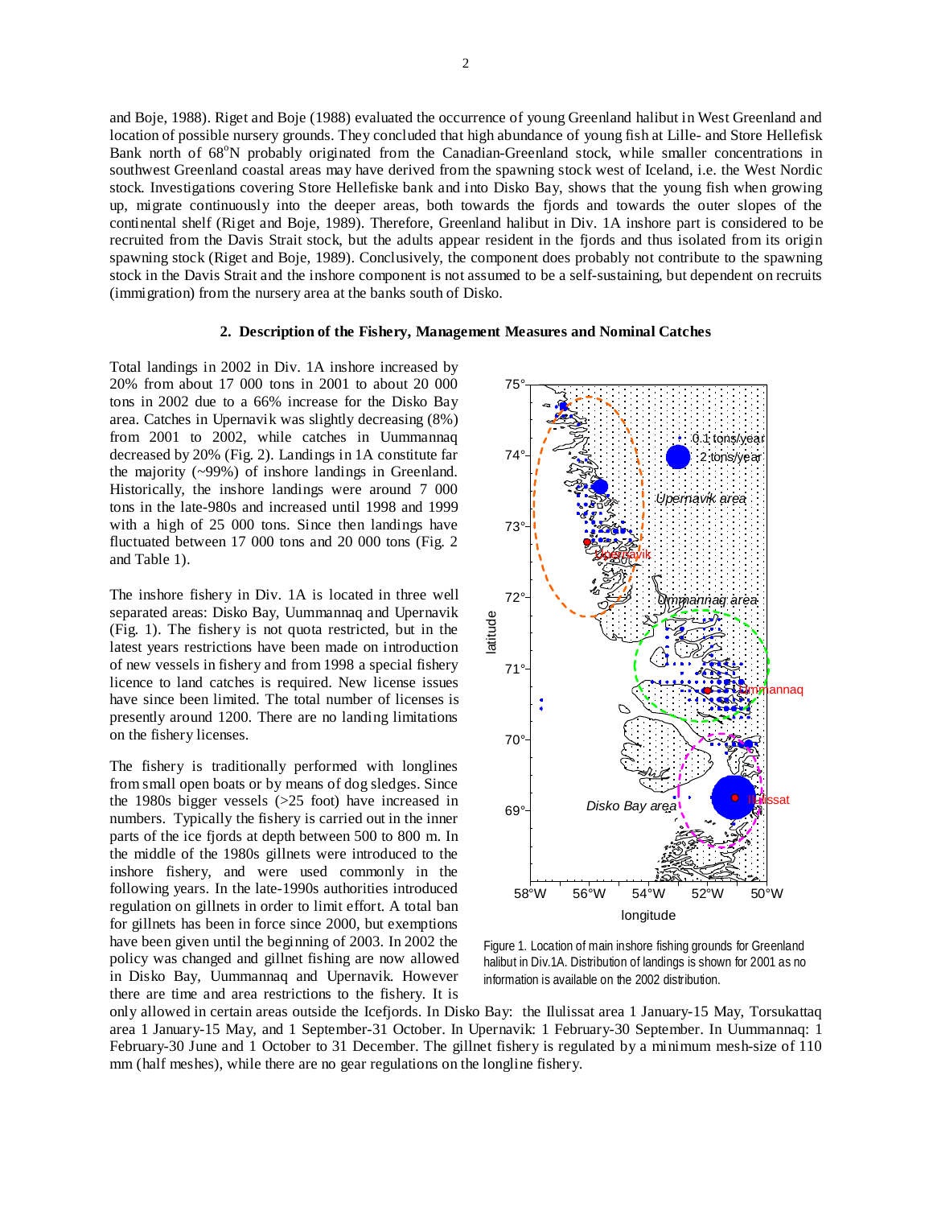and Boje, 1988). Riget and Boje (1988) evaluated the occurrence of young Greenland halibut in West Greenland and location of possible nursery grounds. They concluded that high abundance of young fish at Lille- and Store Hellefisk Bank north of 68°N probably originated from the Canadian-Greenland stock, while smaller concentrations in southwest Greenland coastal areas may have derived from the spawning stock west of Iceland, i.e. the West Nordic stock. Investigations covering Store Hellefiske bank and into Disko Bay, shows that the young fish when growing up, migrate continuously into the deeper areas, both towards the fjords and towards the outer slopes of the continental shelf (Riget and Boje, 1989). Therefore, Greenland halibut in Div. 1A inshore part is considered to be recruited from the Davis Strait stock, but the adults appear resident in the fjords and thus isolated from its origin spawning stock (Riget and Boje, 1989). Conclusively, the component does probably not contribute to the spawning stock in the Davis Strait and the inshore component is not assumed to be a self-sustaining, but dependent on recruits (immigration) from the nursery area at the banks south of Disko.

## 2. Description of the Fishery, Management Measures and Nominal Catches

Total landings in 2002 in Div. 1A inshore increased by 20% from about 17 000 tons in 2001 to about 20 000 tons in 2002 due to a 66% increase for the Disko Bay area. Catches in Upernavik was slightly decreasing (8%) from 2001 to 2002, while catches in Uummannaq decreased by 20% (Fig. 2). Landings in 1A constitute far the majority (~99%) of inshore landings in Greenland. Historically, the inshore landings were around 7 000 tons in the late-980s and increased until 1998 and 1999 with a high of 25 000 tons. Since then landings have fluctuated between 17 000 tons and 20 000 tons (Fig. 2 and Table 1).

The inshore fishery in Div. 1A is located in three well separated areas: Disko Bay, Uummannaq and Upernavik (Fig. 1). The fishery is not quota restricted, but in the latest years restrictions have been made on introduction of new vessels in fishery and from 1998 a special fishery licence to land catches is required. New license issues have since been limited. The total number of licenses is presently around 1200. There are no landing limitations on the fishery licenses.

The fishery is traditionally performed with longlines from small open boats or by means of dog sledges. Since the 1980s bigger vessels (>25 foot) have increased in numbers. Typically the fishery is carried out in the inner parts of the ice fjords at depth between 500 to 800 m. In the middle of the 1980s gillnets were introduced to the inshore fishery, and were used commonly in the following years. In the late-1990s authorities introduced regulation on gillnets in order to limit effort. A total ban for gillnets has been in force since 2000, but exemptions have been given until the beginning of 2003. In 2002 the policy was changed and gillnet fishing are now allowed in Disko Bay, Uummannaq and Upernavik. However there are time and area restrictions to the fishery. It is only allowed in certain areas outside the Icefjords. In Disko Bay: the Ilulissat area 1 January-15 May, Torsukattaq area 1 January-15 May, and 1 September-31 October. In Upernavik: 1 February-30 September. In Uummannaq: 1 February-30 June and 1 October to 31 December. The gillnet fishery is regulated by a minimum mesh-size of 110 mm (half meshes), while there are no gear regulations on the longline fishery.

Figure 1. Location of main inshore fishing grounds for Greenland halibut in Div.1A. Distribution of landings is shown for 2001 as no information is available on the 2002 distribution.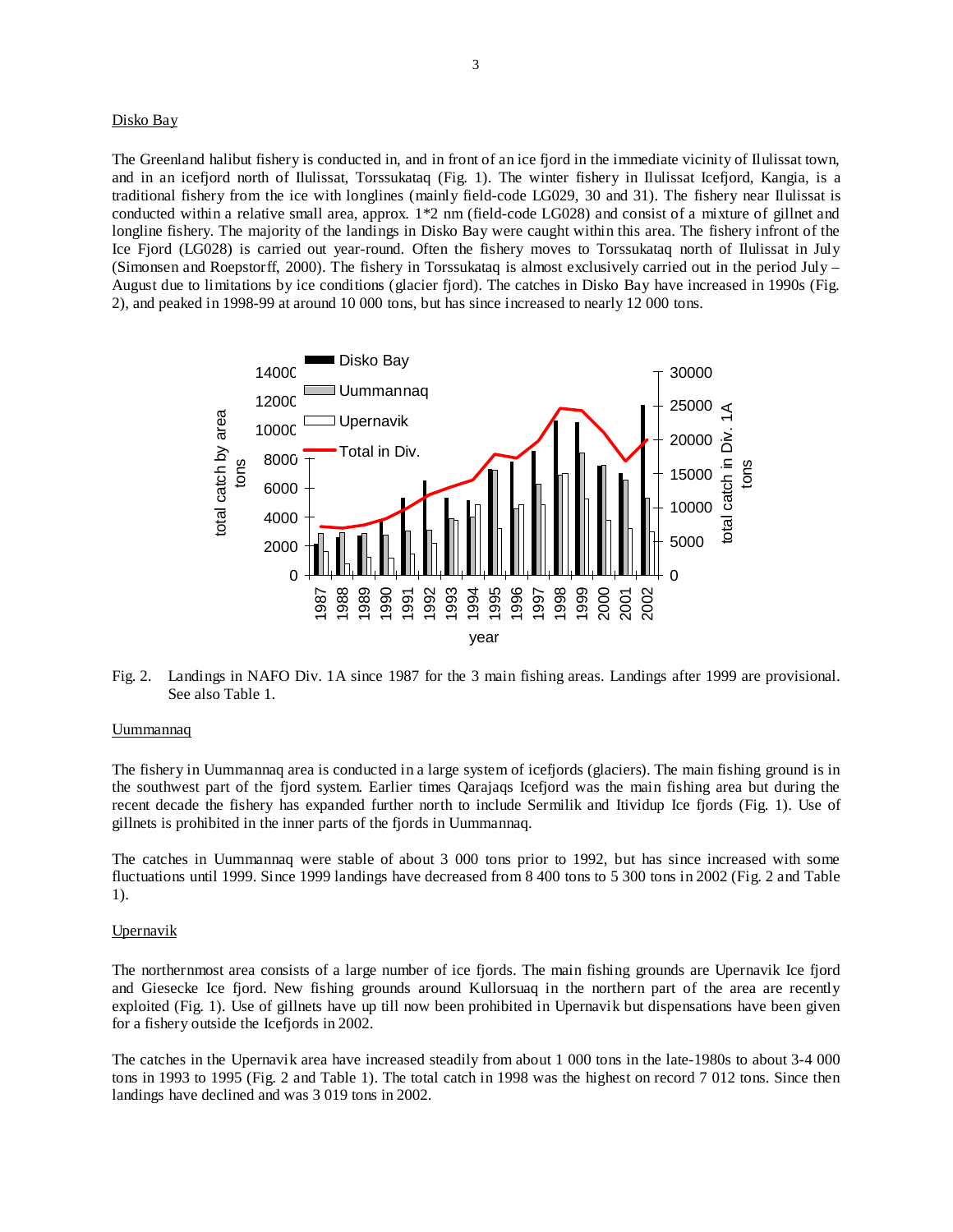## Disko Bay

The Greenland halibut fishery is conducted in, and in front of an ice fjord in the immediate vicinity of Ilulissat town, and in an icefjord north of Ilulissat, Torssukataq (Fig. 1). The winter fishery in Ilulissat Icefjord, Kangia, is a traditional fishery from the ice with longlines (mainly field-code LG029, 30 and 31). The fishery near Ilulissat is conducted within a relative small area, approx. 1*2 nm (field-code LG028) and consist of a mixture of gillnet and longline fishery. The majority of the landings in Disko Bay were caught within this area. The fishery infront of the Ice Fjord (LG028) is carried out year-round. Often the fishery moves to Torssukataq north of Ilulissat in July (Simonsen and Roepstorff, 2000). The fishery in Torssukataq is almost exclusively carried out in the period July – August due to limitations by ice conditions (glacier fjord). The catches in Disko Bay have increased in 1990s (Fig. 2), and peaked in 1998-99 at around 10 000 tons, but has since increased to nearly 12 000 tons.

Fig. 2. Landings in NAFO Div. 1A since 1987 for the 3 main fishing areas. Landings after 1999 are provisional. See also Table 1.

## Uummannaq

The fishery in Uummannaq area is conducted in a large system of icefjords (glaciers). The main fishing ground is in the southwest part of the fjord system. Earlier times Qarajaqs Icefjord was the main fishing area but during the recent decade the fishery has expanded further north to include Sermilik and Itividup Ice fjords (Fig. 1). Use of gillnets is prohibited in the inner parts of the fjords in Uummannaq.

The catches in Uummannaq were stable of about 3 000 tons prior to 1992, but has since increased with some fluctuations until 1999. Since 1999 landings have decreased from 8 400 tons to 5 300 tons in 2002 (Fig. 2 and Table 1).

## Upernavik

The northernmost area consists of a large number of ice fjords. The main fishing grounds are Upernavik Ice fjord and Giesecke Ice fjord. New fishing grounds around Kullorsuaq in the northern part of the area are recently exploited (Fig. 1). Use of gillnets have up till now been prohibited in Upernavik but dispensations have been given for a fishery outside the Icefjords in 2002.

The catches in the Upernavik area have increased steadily from about 1 000 tons in the late-1980s to about 3-4 000 tons in 1993 to 1995 (Fig. 2 and Table 1). The total catch in 1998 was the highest on record 7 012 tons. Since then landings have declined and was 3 019 tons in 2002.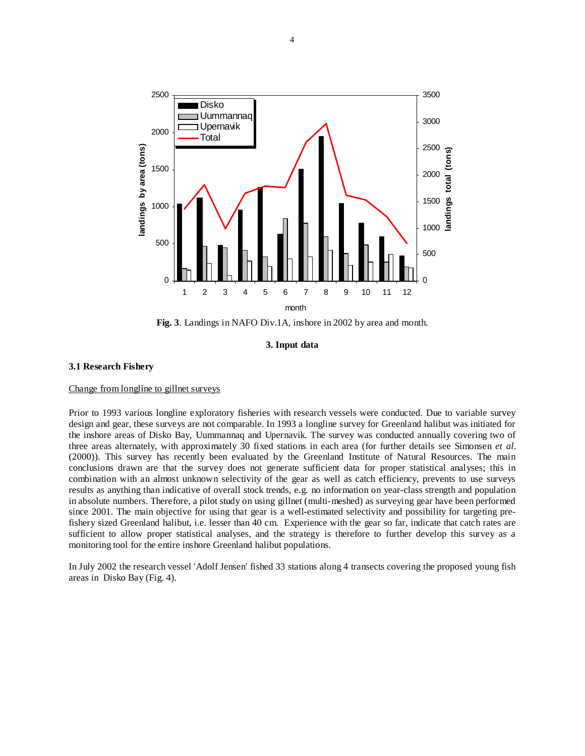**Fig. 3**. Landings in NAFO Div.1A, inshore in 2002 by area and month.

## 3. Input data

### 3.1 Research Fishery

Change from longline to gillnet surveys

Prior to 1993 various longline exploratory fisheries with research vessels were conducted. Due to variable survey design and gear, these surveys are not comparable. In 1993 a longline survey for Greenland halibut was initiated for the inshore areas of Disko Bay, Uummannaq and Upernavik. The survey was conducted annually covering two of three areas alternately, with approximately 30 fixed stations in each area (for further details see Simonsen *et al*. (2000)). This survey has recently been evaluated by the Greenland Institute of Natural Resources. The main conclusions drawn are that the survey does not generate sufficient data for proper statistical analyses; this in combination with an almost unknown selectivity of the gear as well as catch efficiency, prevents to use surveys results as anything than indicative of overall stock trends, e.g. no information on year-class strength and population in absolute numbers. Therefore, a pilot study on using gillnet (multi-meshed) as surveying gear have been performed since 2001. The main objective for using that gear is a well-estimated selectivity and possibility for targeting pre-fishery sized Greenland halibut, i.e. lesser than 40 cm. Experience with the gear so far, indicate that catch rates are sufficient to allow proper statistical analyses, and the strategy is therefore to further develop this survey as a monitoring tool for the entire inshore Greenland halibut populations.

In July 2002 the research vessel 'Adolf Jensen' fished 33 stations along 4 transects covering the proposed young fish areas in Disko Bay (Fig. 4).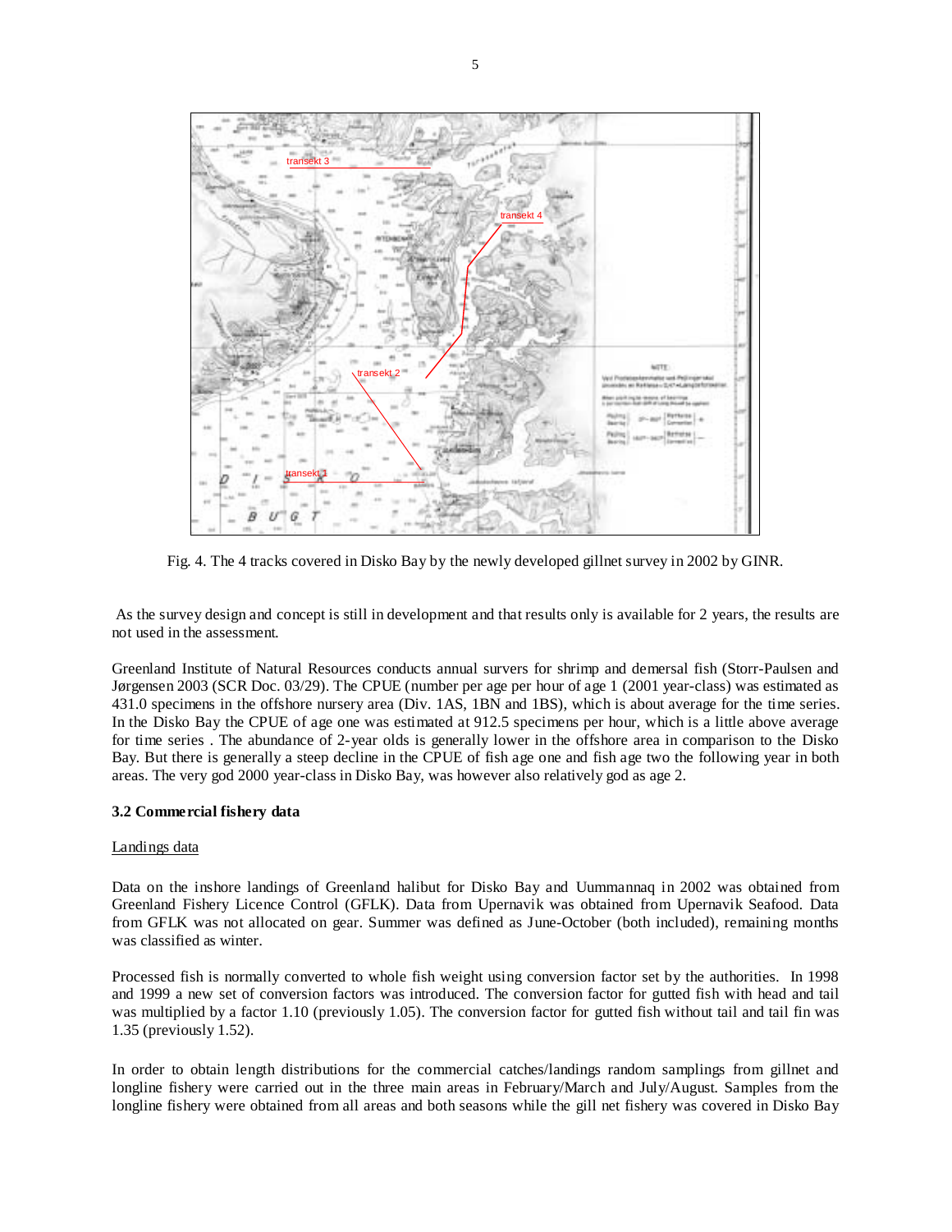Fig. 4. The 4 tracks covered in Disko Bay by the newly developed gillnet survey in 2002 by GINR.

As the survey design and concept is still in development and that results only is available for 2 years, the results are not used in the assessment.

Greenland Institute of Natural Resources conducts annual survers for shrimp and demersal fish (Storr-Paulsen and Jørgensen 2003 (SCR Doc. 03/29). The CPUE (number per age per hour of age 1 (2001 year-class) was estimated as 431.0 specimens in the offshore nursery area (Div. 1AS, 1BN and 1BS), which is about average for the time series. In the Disko Bay the CPUE of age one was estimated at 912.5 specimens per hour, which is a little above average for time series . The abundance of 2-year olds is generally lower in the offshore area in comparison to the Disko Bay. But there is generally a steep decline in the CPUE of fish age one and fish age two the following year in both areas. The very god 2000 year-class in Disko Bay, was however also relatively god as age 2.

### 3.2 Commercial fishery data

Landings data

Data on the inshore landings of Greenland halibut for Disko Bay and Uummannaq in 2002 was obtained from Greenland Fishery Licence Control (GFLK). Data from Upernavik was obtained from Upernavik Seafood. Data from GFLK was not allocated on gear. Summer was defined as June-October (both included), remaining months was classified as winter.

Processed fish is normally converted to whole fish weight using conversion factor set by the authorities. In 1998 and 1999 a new set of conversion factors was introduced. The conversion factor for gutted fish with head and tail was multiplied by a factor 1.10 (previously 1.05). The conversion factor for gutted fish without tail and tail fin was 1.35 (previously 1.52).

In order to obtain length distributions for the commercial catches/landings random samplings from gillnet and longline fishery were carried out in the three main areas in February/March and July/August. Samples from the longline fishery were obtained from all areas and both seasons while the gill net fishery was covered in Disko Bay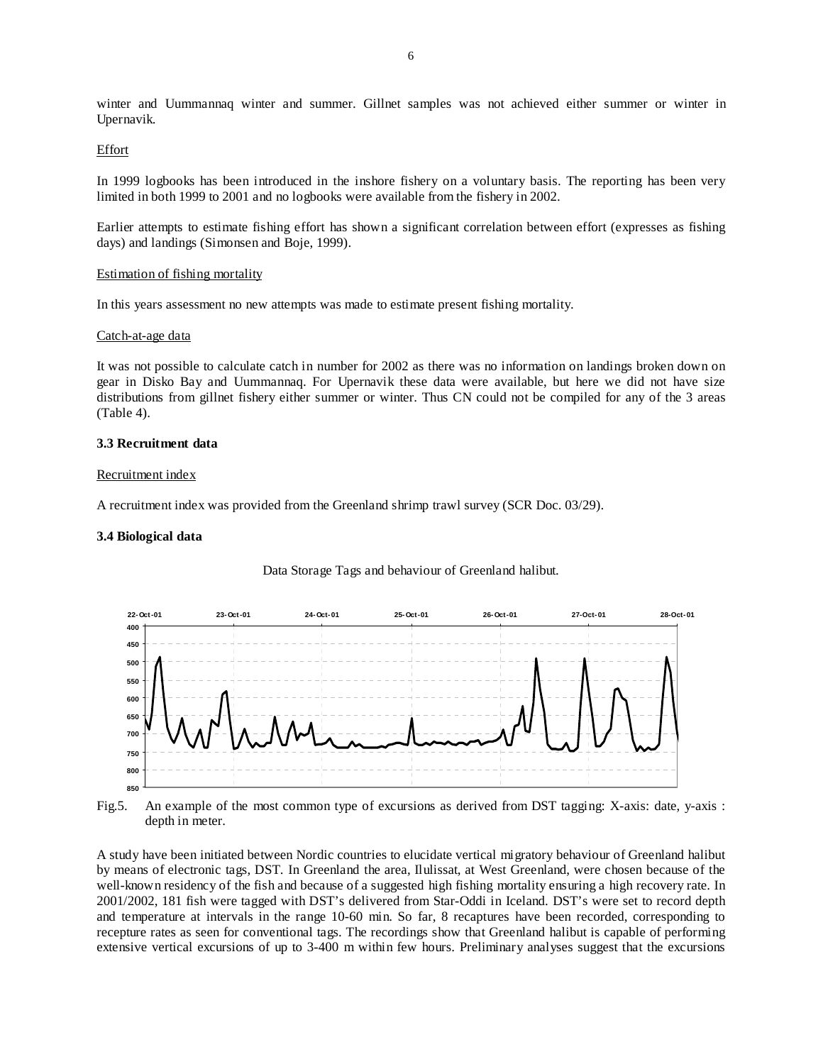winter and Uummannaq winter and summer. Gillnet samples was not achieved either summer or winter in Upernavik.

Effort

In 1999 logbooks has been introduced in the inshore fishery on a voluntary basis. The reporting has been very limited in both 1999 to 2001 and no logbooks were available from the fishery in 2002.

Earlier attempts to estimate fishing effort has shown a significant correlation between effort (expresses as fishing days) and landings (Simonsen and Boje, 1999).

Estimation of fishing mortality

In this years assessment no new attempts was made to estimate present fishing mortality.

Catch-at-age data

It was not possible to calculate catch in number for 2002 as there was no information on landings broken down on gear in Disko Bay and Uummannaq. For Upernavik these data were available, but here we did not have size distributions from gillnet fishery either summer or winter. Thus CN could not be compiled for any of the 3 areas (Table 4).

### 3.3 Recruitment data

Recruitment index

A recruitment index was provided from the Greenland shrimp trawl survey (SCR Doc. 03/29).

### 3.4 Biological data

Data Storage Tags and behaviour of Greenland halibut.

Fig.5. An example of the most common type of excursions as derived from DST tagging: X-axis: date, y-axis : depth in meter.

A study have been initiated between Nordic countries to elucidate vertical migratory behaviour of Greenland halibut by means of electronic tags, DST. In Greenland the area, Ilulissat, at West Greenland, were chosen because of the well-known residency of the fish and because of a suggested high fishing mortality ensuring a high recovery rate. In 2001/2002, 181 fish were tagged with DST's delivered from Star-Oddi in Iceland. DST's were set to record depth and temperature at intervals in the range 10-60 min. So far, 8 recaptures have been recorded, corresponding to recepture rates as seen for conventional tags. The recordings show that Greenland halibut is capable of performing extensive vertical excursions of up to 3-400 m within few hours. Preliminary analyses suggest that the excursions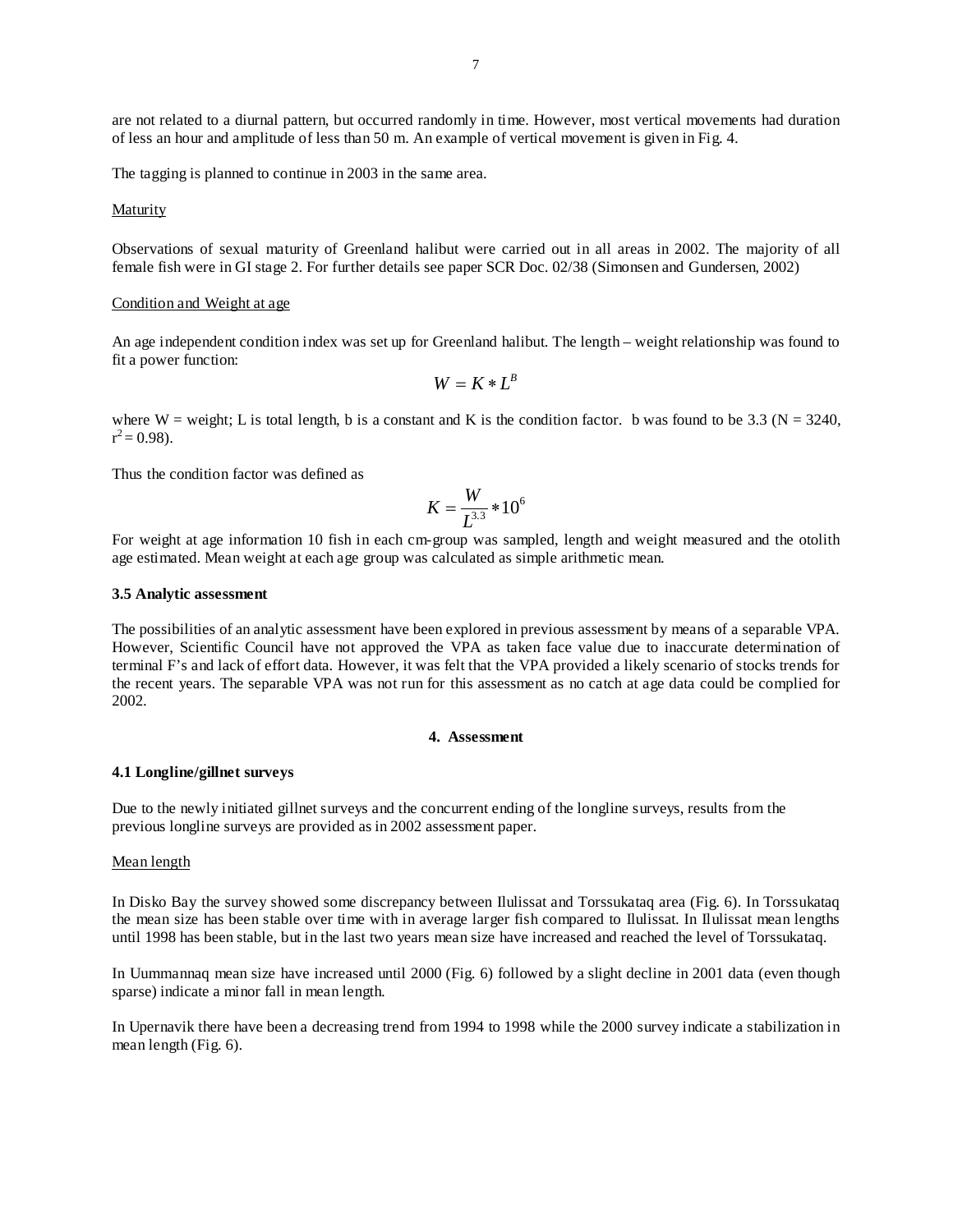are not related to a diurnal pattern, but occurred randomly in time. However, most vertical movements had duration of less an hour and amplitude of less than 50 m. An example of vertical movement is given in Fig. 4.

The tagging is planned to continue in 2003 in the same area.

Maturity

Observations of sexual maturity of Greenland halibut were carried out in all areas in 2002. The majority of all female fish were in GI stage 2. For further details see paper SCR Doc. 02/38 (Simonsen and Gundersen, 2002)

Condition and Weight at age

An age independent condition index was set up for Greenland halibut. The length – weight relationship was found to fit a power function:

$$W = K * L^B$$

where W = weight; L is total length, b is a constant and K is the condition factor. b was found to be 3.3 (N = 3240, $r^2 = 0.98$).

Thus the condition factor was defined as

$$K = \frac{W}{L^{3.3}} * 10^6$$

For weight at age information 10 fish in each cm-group was sampled, length and weight measured and the otolith age estimated. Mean weight at each age group was calculated as simple arithmetic mean.

### 3.5 Analytic assessment

The possibilities of an analytic assessment have been explored in previous assessment by means of a separable VPA. However, Scientific Council have not approved the VPA as taken face value due to inaccurate determination of terminal F's and lack of effort data. However, it was felt that the VPA provided a likely scenario of stocks trends for the recent years. The separable VPA was not run for this assessment as no catch at age data could be complied for 2002.

## 4. Assessment

### 4.1 Longline/gillnet surveys

Due to the newly initiated gillnet surveys and the concurrent ending of the longline surveys, results from the previous longline surveys are provided as in 2002 assessment paper.

Mean length

In Disko Bay the survey showed some discrepancy between Ilulissat and Torssukataq area (Fig. 6). In Torssukataq the mean size has been stable over time with in average larger fish compared to Ilulissat. In Ilulissat mean lengths until 1998 has been stable, but in the last two years mean size have increased and reached the level of Torssukataq.

In Uummannaq mean size have increased until 2000 (Fig. 6) followed by a slight decline in 2001 data (even though sparse) indicate a minor fall in mean length.

In Upernavik there have been a decreasing trend from 1994 to 1998 while the 2000 survey indicate a stabilization in mean length (Fig. 6).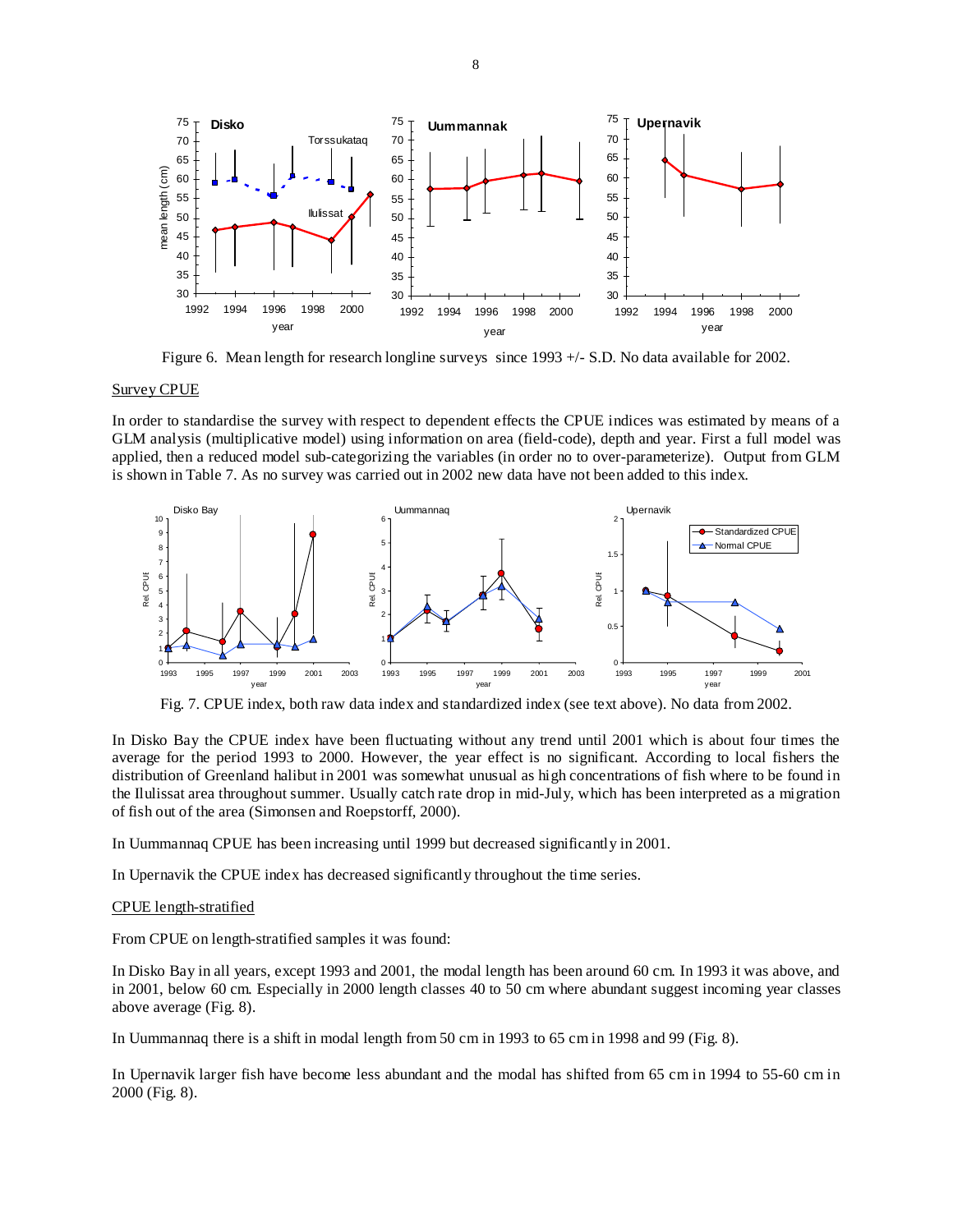Figure 6. Mean length for research longline surveys since 1993 +/- S.D. No data available for 2002.

Survey CPUE

In order to standardise the survey with respect to dependent effects the CPUE indices was estimated by means of a GLM analysis (multiplicative model) using information on area (field-code), depth and year. First a full model was applied, then a reduced model sub-categorizing the variables (in order no to over-parameterize). Output from GLM is shown in Table 7. As no survey was carried out in 2002 new data have not been added to this index.

Fig. 7. CPUE index, both raw data index and standardized index (see text above). No data from 2002.

In Disko Bay the CPUE index have been fluctuating without any trend until 2001 which is about four times the average for the period 1993 to 2000. However, the year effect is no significant. According to local fishers the distribution of Greenland halibut in 2001 was somewhat unusual as high concentrations of fish where to be found in the Ilulissat area throughout summer. Usually catch rate drop in mid-July, which has been interpreted as a migration of fish out of the area (Simonsen and Roepstorff, 2000).

In Uummannaq CPUE has been increasing until 1999 but decreased significantly in 2001.

In Upernavik the CPUE index has decreased significantly throughout the time series.

CPUE length-stratified

From CPUE on length-stratified samples it was found:

In Disko Bay in all years, except 1993 and 2001, the modal length has been around 60 cm. In 1993 it was above, and in 2001, below 60 cm. Especially in 2000 length classes 40 to 50 cm where abundant suggest incoming year classes above average (Fig. 8).

In Uummannaq there is a shift in modal length from 50 cm in 1993 to 65 cm in 1998 and 99 (Fig. 8).

In Upernavik larger fish have become less abundant and the modal has shifted from 65 cm in 1994 to 55-60 cm in 2000 (Fig. 8).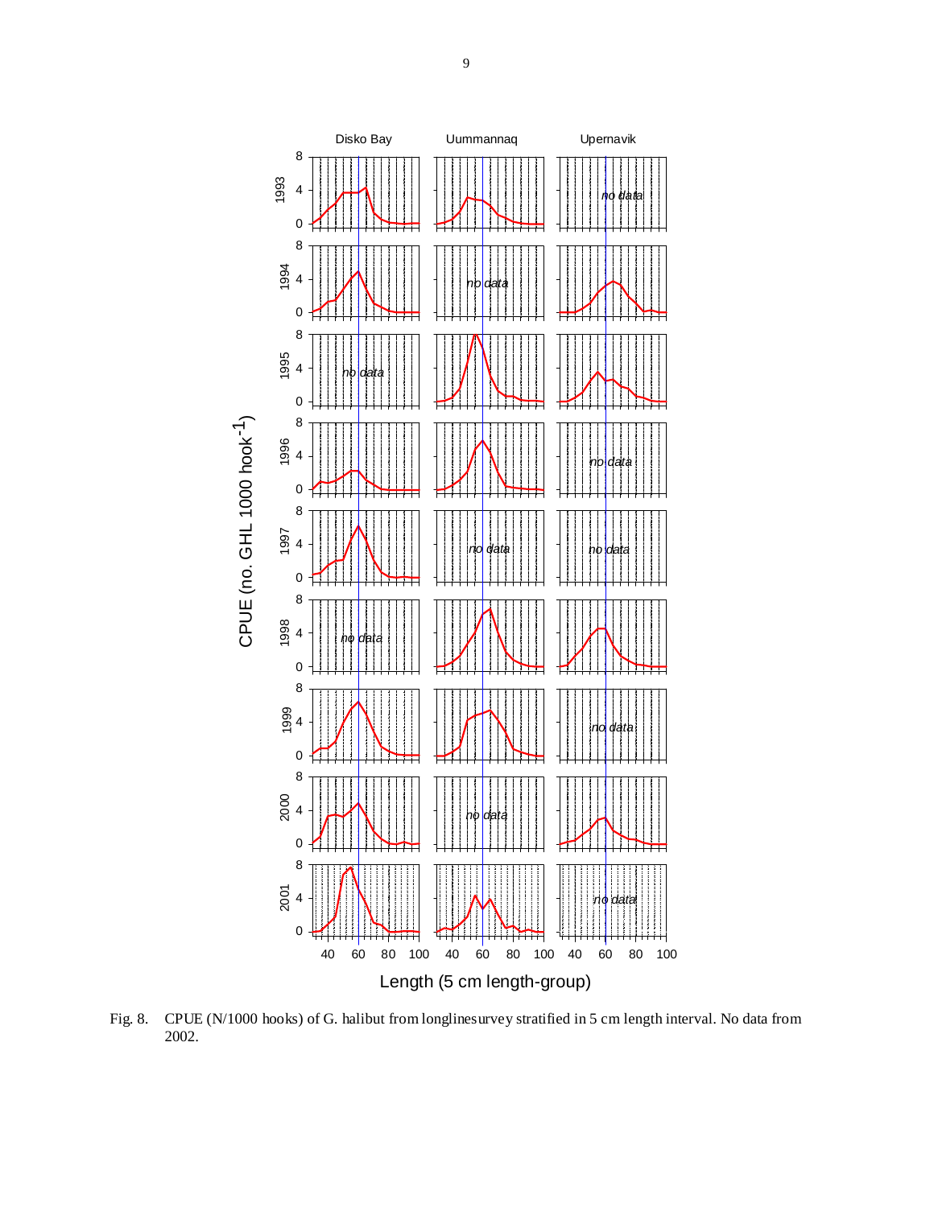Fig. 8. CPUE (N/1000 hooks) of G. halibut from longlinesurvey stratified in 5 cm length interval. No data from 2002.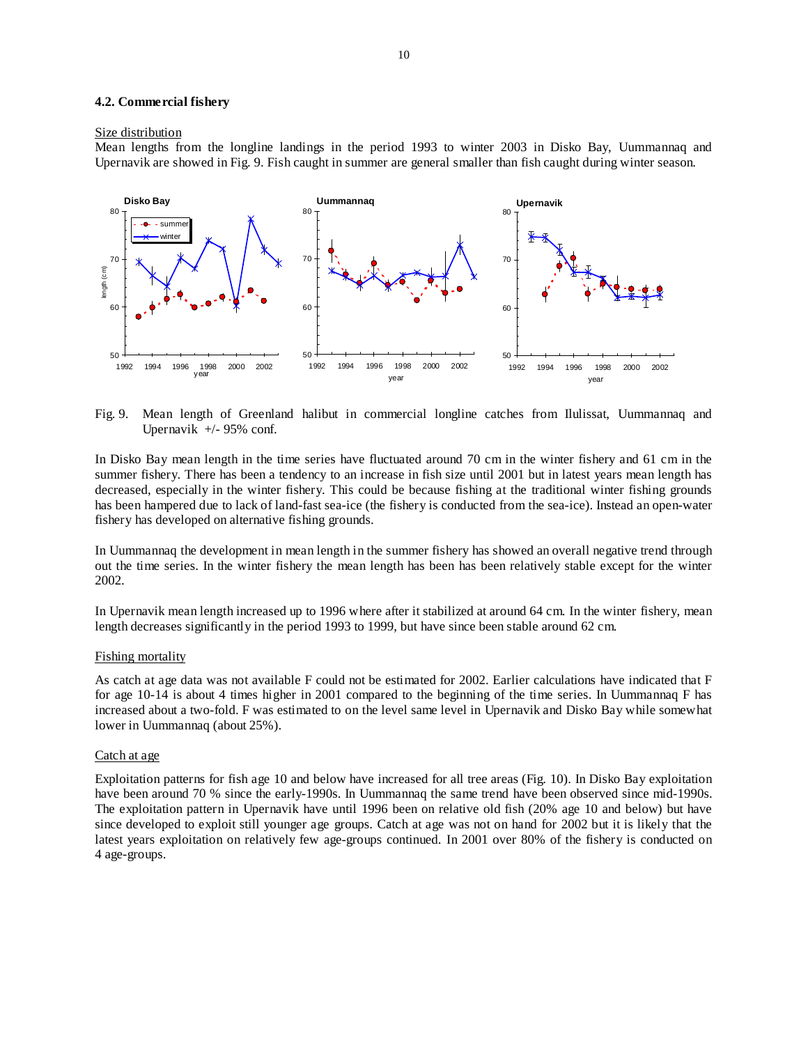### 4.2. Commercial fishery

Size distribution

Mean lengths from the longline landings in the period 1993 to winter 2003 in Disko Bay, Uummannaq and Upernavik are showed in Fig. 9. Fish caught in summer are general smaller than fish caught during winter season.

Fig. 9. Mean length of Greenland halibut in commercial longline catches from Ilulissat, Uummannaq and Upernavik +/- 95% conf.

In Disko Bay mean length in the time series have fluctuated around 70 cm in the winter fishery and 61 cm in the summer fishery. There has been a tendency to an increase in fish size until 2001 but in latest years mean length has decreased, especially in the winter fishery. This could be because fishing at the traditional winter fishing grounds has been hampered due to lack of land-fast sea-ice (the fishery is conducted from the sea-ice). Instead an open-water fishery has developed on alternative fishing grounds.

In Uummannaq the development in mean length in the summer fishery has showed an overall negative trend through out the time series. In the winter fishery the mean length has been has been relatively stable except for the winter 2002.

In Upernavik mean length increased up to 1996 where after it stabilized at around 64 cm. In the winter fishery, mean length decreases significantly in the period 1993 to 1999, but have since been stable around 62 cm.

Fishing mortality

As catch at age data was not available F could not be estimated for 2002. Earlier calculations have indicated that F for age 10-14 is about 4 times higher in 2001 compared to the beginning of the time series. In Uummannaq F has increased about a two-fold. F was estimated to on the level same level in Upernavik and Disko Bay while somewhat lower in Uummannaq (about 25%).

Catch at age

Exploitation patterns for fish age 10 and below have increased for all tree areas (Fig. 10). In Disko Bay exploitation have been around 70 % since the early-1990s. In Uummannaq the same trend have been observed since mid-1990s. The exploitation pattern in Upernavik have until 1996 been on relative old fish (20% age 10 and below) but have since developed to exploit still younger age groups. Catch at age was not on hand for 2002 but it is likely that the latest years exploitation on relatively few age-groups continued. In 2001 over 80% of the fishery is conducted on 4 age-groups.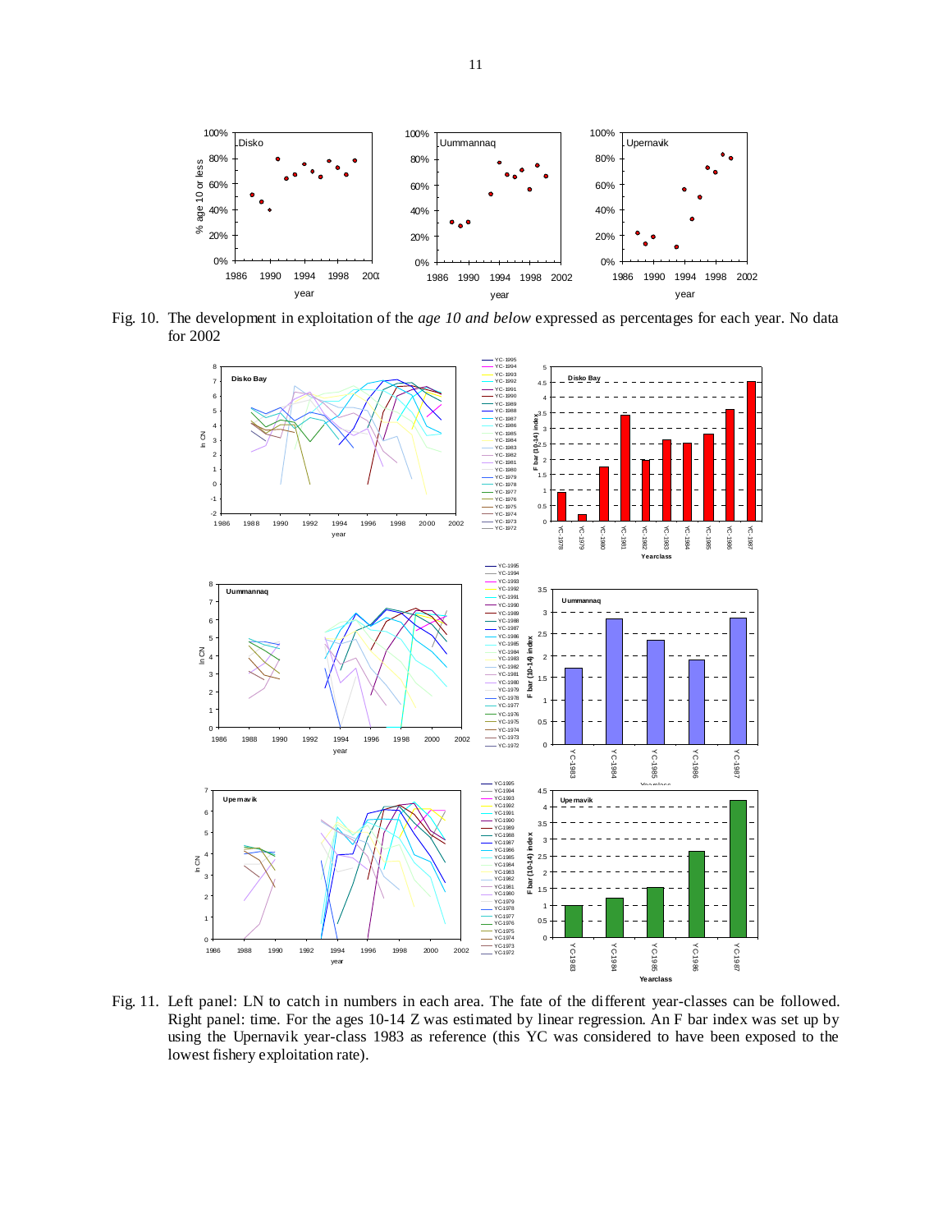Fig. 10. The development in exploitation of the *age 10 and below* expressed as percentages for each year. No data for 2002

Fig. 11. Left panel: LN to catch in numbers in each area. The fate of the different year-classes can be followed. Right panel: time. For the ages 10-14 Z was estimated by linear regression. An F bar index was set up by using the Upernavik year-class 1983 as reference (this YC was considered to have been exposed to the lowest fishery exploitation rate).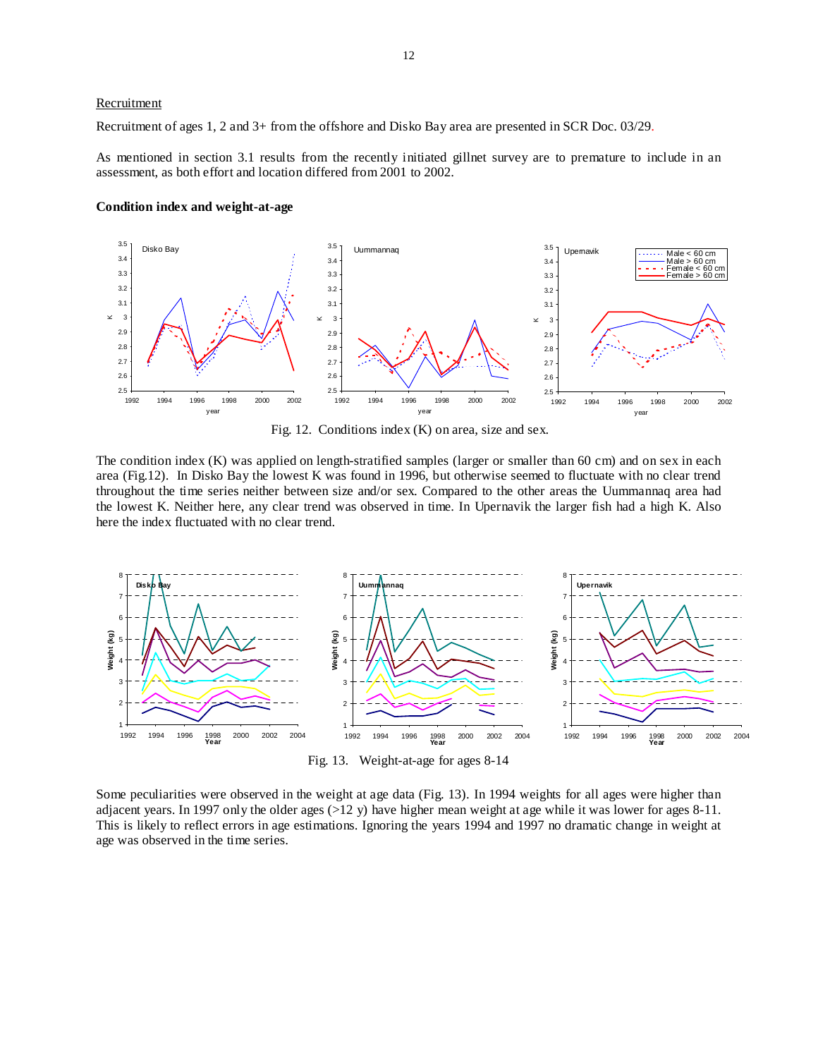Recruitment

Recruitment of ages 1, 2 and 3+ from the offshore and Disko Bay area are presented in SCR Doc. 03/29.

As mentioned in section 3.1 results from the recently initiated gillnet survey are to premature to include in an assessment, as both effort and location differed from 2001 to 2002.

**Condition index and weight-at-age**

Fig. 12. Conditions index (K) on area, size and sex.

The condition index (K) was applied on length-stratified samples (larger or smaller than 60 cm) and on sex in each area (Fig.12). In Disko Bay the lowest K was found in 1996, but otherwise seemed to fluctuate with no clear trend throughout the time series neither between size and/or sex. Compared to the other areas the Uummannaq area had the lowest K. Neither here, any clear trend was observed in time. In Upernavik the larger fish had a high K. Also here the index fluctuated with no clear trend.

Fig. 13. Weight-at-age for ages 8-14

Some peculiarities were observed in the weight at age data (Fig. 13). In 1994 weights for all ages were higher than adjacent years. In 1997 only the older ages (>12 y) have higher mean weight at age while it was lower for ages 8-11. This is likely to reflect errors in age estimations. Ignoring the years 1994 and 1997 no dramatic change in weight at age was observed in the time series.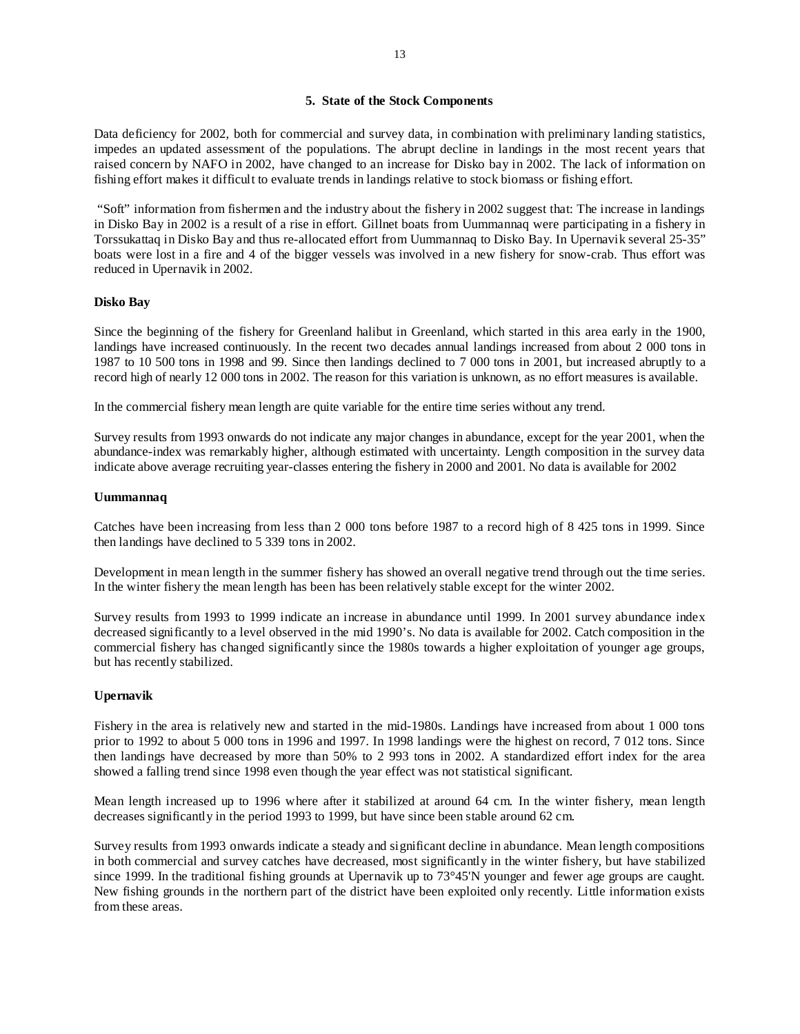## 5. State of the Stock Components

Data deficiency for 2002, both for commercial and survey data, in combination with preliminary landing statistics, impedes an updated assessment of the populations. The abrupt decline in landings in the most recent years that raised concern by NAFO in 2002, have changed to an increase for Disko bay in 2002. The lack of information on fishing effort makes it difficult to evaluate trends in landings relative to stock biomass or fishing effort.

"Soft" information from fishermen and the industry about the fishery in 2002 suggest that: The increase in landings in Disko Bay in 2002 is a result of a rise in effort. Gillnet boats from Uummannaq were participating in a fishery in Torssukattaq in Disko Bay and thus re-allocated effort from Uummannaq to Disko Bay. In Upernavik several 25-35" boats were lost in a fire and 4 of the bigger vessels was involved in a new fishery for snow-crab. Thus effort was reduced in Upernavik in 2002.

**Disko Bay**

Since the beginning of the fishery for Greenland halibut in Greenland, which started in this area early in the 1900, landings have increased continuously. In the recent two decades annual landings increased from about 2 000 tons in 1987 to 10 500 tons in 1998 and 99. Since then landings declined to 7 000 tons in 2001, but increased abruptly to a record high of nearly 12 000 tons in 2002. The reason for this variation is unknown, as no effort measures is available.

In the commercial fishery mean length are quite variable for the entire time series without any trend.

Survey results from 1993 onwards do not indicate any major changes in abundance, except for the year 2001, when the abundance-index was remarkably higher, although estimated with uncertainty. Length composition in the survey data indicate above average recruiting year-classes entering the fishery in 2000 and 2001. No data is available for 2002

**Uummannaq**

Catches have been increasing from less than 2 000 tons before 1987 to a record high of 8 425 tons in 1999. Since then landings have declined to 5 339 tons in 2002.

Development in mean length in the summer fishery has showed an overall negative trend through out the time series. In the winter fishery the mean length has been has been relatively stable except for the winter 2002.

Survey results from 1993 to 1999 indicate an increase in abundance until 1999. In 2001 survey abundance index decreased significantly to a level observed in the mid 1990's. No data is available for 2002. Catch composition in the commercial fishery has changed significantly since the 1980s towards a higher exploitation of younger age groups, but has recently stabilized.

**Upernavik**

Fishery in the area is relatively new and started in the mid-1980s. Landings have increased from about 1 000 tons prior to 1992 to about 5 000 tons in 1996 and 1997. In 1998 landings were the highest on record, 7 012 tons. Since then landings have decreased by more than 50% to 2 993 tons in 2002. A standardized effort index for the area showed a falling trend since 1998 even though the year effect was not statistical significant.

Mean length increased up to 1996 where after it stabilized at around 64 cm. In the winter fishery, mean length decreases significantly in the period 1993 to 1999, but have since been stable around 62 cm.

Survey results from 1993 onwards indicate a steady and significant decline in abundance. Mean length compositions in both commercial and survey catches have decreased, most significantly in the winter fishery, but have stabilized since 1999. In the traditional fishing grounds at Upernavik up to 73°45'N younger and fewer age groups are caught. New fishing grounds in the northern part of the district have been exploited only recently. Little information exists from these areas.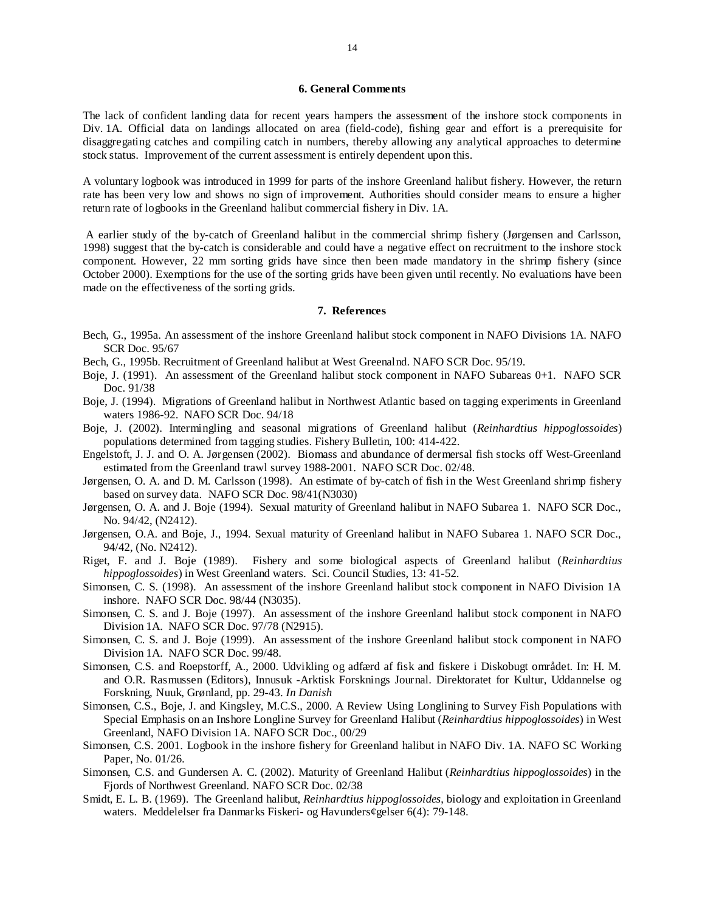## 6. General Comments

The lack of confident landing data for recent years hampers the assessment of the inshore stock components in Div. 1A. Official data on landings allocated on area (field-code), fishing gear and effort is a prerequisite for disaggregating catches and compiling catch in numbers, thereby allowing any analytical approaches to determine stock status. Improvement of the current assessment is entirely dependent upon this.

A voluntary logbook was introduced in 1999 for parts of the inshore Greenland halibut fishery. However, the return rate has been very low and shows no sign of improvement. Authorities should consider means to ensure a higher return rate of logbooks in the Greenland halibut commercial fishery in Div. 1A.

A earlier study of the by-catch of Greenland halibut in the commercial shrimp fishery (Jørgensen and Carlsson, 1998) suggest that the by-catch is considerable and could have a negative effect on recruitment to the inshore stock component. However, 22 mm sorting grids have since then been made mandatory in the shrimp fishery (since October 2000). Exemptions for the use of the sorting grids have been given until recently. No evaluations have been made on the effectiveness of the sorting grids.

## 7. References

Bech, G., 1995a. An assessment of the inshore Greenland halibut stock component in NAFO Divisions 1A. NAFO SCR Doc. 95/67

Bech, G., 1995b. Recruitment of Greenland halibut at West Greenalnd. NAFO SCR Doc. 95/19.

Boje, J. (1991). An assessment of the Greenland halibut stock component in NAFO Subareas 0+1. NAFO SCR Doc. 91/38

Boje, J. (1994). Migrations of Greenland halibut in Northwest Atlantic based on tagging experiments in Greenland waters 1986-92. NAFO SCR Doc. 94/18

Boje, J. (2002). Intermingling and seasonal migrations of Greenland halibut (*Reinhardtius hippoglossoides*) populations determined from tagging studies. Fishery Bulletin, 100: 414-422.

Engelstoft, J. J. and O. A. Jørgensen (2002). Biomass and abundance of dermersal fish stocks off West-Greenland estimated from the Greenland trawl survey 1988-2001. NAFO SCR Doc. 02/48.

Jørgensen, O. A. and D. M. Carlsson (1998). An estimate of by-catch of fish in the West Greenland shrimp fishery based on survey data. NAFO SCR Doc. 98/41(N3030)

Jørgensen, O. A. and J. Boje (1994). Sexual maturity of Greenland halibut in NAFO Subarea 1. NAFO SCR Doc., No. 94/42, (N2412).

Jørgensen, O.A. and Boje, J., 1994. Sexual maturity of Greenland halibut in NAFO Subarea 1. NAFO SCR Doc., 94/42, (No. N2412).

Riget, F. and J. Boje (1989). Fishery and some biological aspects of Greenland halibut (*Reinhardtius hippoglossoides*) in West Greenland waters. Sci. Council Studies, 13: 41-52.

Simonsen, C. S. (1998). An assessment of the inshore Greenland halibut stock component in NAFO Division 1A inshore. NAFO SCR Doc. 98/44 (N3035).

Simonsen, C. S. and J. Boje (1997). An assessment of the inshore Greenland halibut stock component in NAFO Division 1A. NAFO SCR Doc. 97/78 (N2915).

Simonsen, C. S. and J. Boje (1999). An assessment of the inshore Greenland halibut stock component in NAFO Division 1A. NAFO SCR Doc. 99/48.

Simonsen, C.S. and Roepstorff, A., 2000. Udvikling og adfærd af fisk and fiskere i Diskobugt området. In: H. M. and O.R. Rasmussen (Editors), Innusuk -Arktisk Forsknings Journal. Direktoratet for Kultur, Uddannelse og Forskning, Nuuk, Grønland, pp. 29-43. *In Danish*

Simonsen, C.S., Boje, J. and Kingsley, M.C.S., 2000. A Review Using Longlining to Survey Fish Populations with Special Emphasis on an Inshore Longline Survey for Greenland Halibut (*Reinhardtius hippoglossoides*) in West Greenland, NAFO Division 1A. NAFO SCR Doc., 00/29

Simonsen, C.S. 2001. Logbook in the inshore fishery for Greenland halibut in NAFO Div. 1A. NAFO SC Working Paper, No. 01/26.

Simonsen, C.S. and Gundersen A. C. (2002). Maturity of Greenland Halibut (*Reinhardtius hippoglossoides*) in the Fjords of Northwest Greenland. NAFO SCR Doc. 02/38

Smidt, E. L. B. (1969). The Greenland halibut, *Reinhardtius hippoglossoides*, biology and exploitation in Greenland waters. Meddelelser fra Danmarks Fiskeri- og Havunders¢gelser 6(4): 79-148.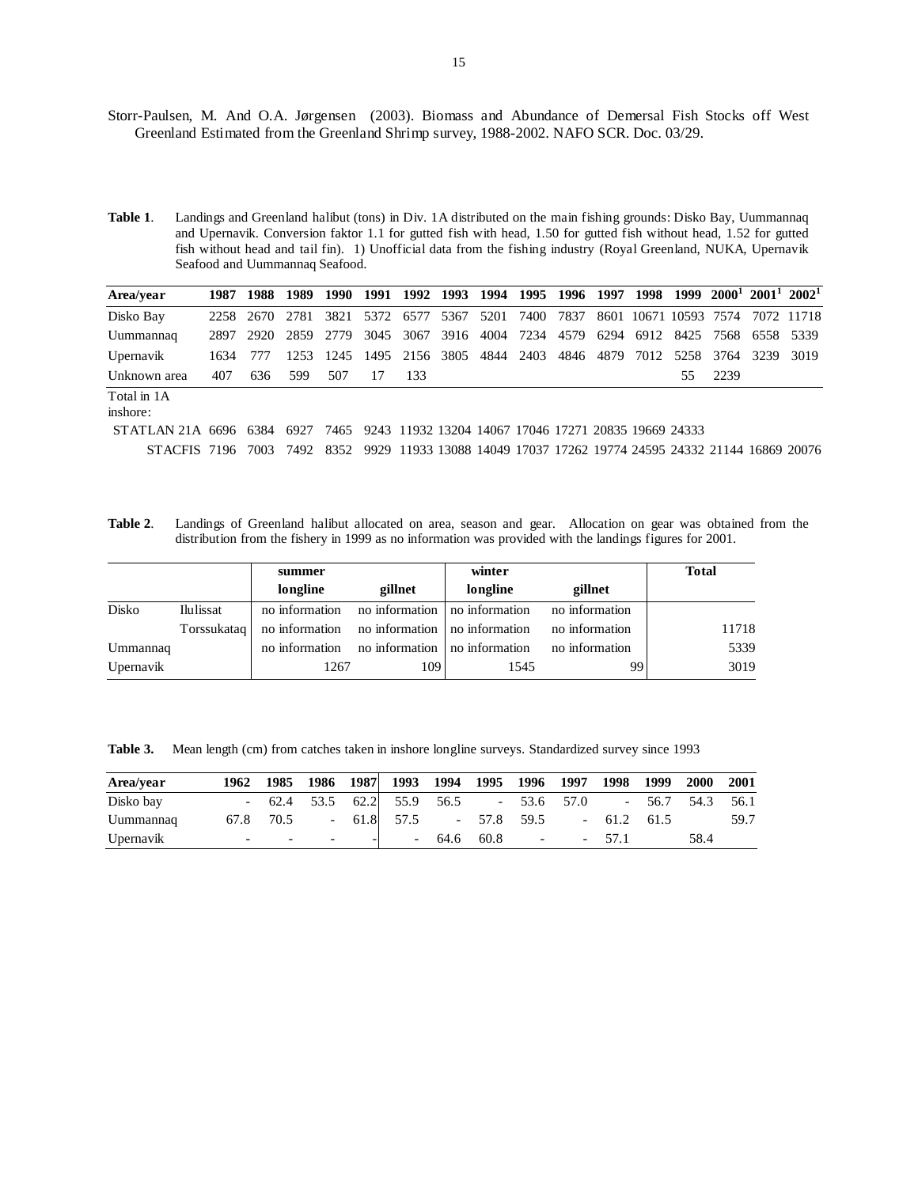Storr-Paulsen, M. And O.A. Jørgensen (2003). Biomass and Abundance of Demersal Fish Stocks off West Greenland Estimated from the Greenland Shrimp survey, 1988-2002. NAFO SCR. Doc. 03/29.

**Table 1**. Landings and Greenland halibut (tons) in Div. 1A distributed on the main fishing grounds: Disko Bay, Uummannaq and Upernavik. Conversion faktor 1.1 for gutted fish with head, 1.50 for gutted fish without head, 1.52 for gutted fish without head and tail fin). 1) Unofficial data from the fishing industry (Royal Greenland, NUKA, Upernavik Seafood and Uummannaq Seafood.

| Area/year | 1987 | 1988 | 1989 | 1990 | 1991 | 1992 | 1993 | 1994 | 1995 | 1996 | 1997 | 1998 | 1999 | 2000[1] | 2001[1] | 2002[1] |
|---|---|---|---|---|---|---|---|---|---|---|---|---|---|---|---|---|
| Disko Bay | 2258 | 2670 | 2781 | 3821 | 5372 | 6577 | 5367 | 5201 | 7400 | 7837 | 8601 | 10671 | 10593 | 7574 | 7072 | 11718 |
| Uummannaq | 2897 | 2920 | 2859 | 2779 | 3045 | 3067 | 3916 | 4004 | 7234 | 4579 | 6294 | 6912 | 8425 | 7568 | 6558 | 5339 |
| Upernavik | 1634 | 777 | 1253 | 1245 | 1495 | 2156 | 3805 | 4844 | 2403 | 4846 | 4879 | 7012 | 5258 | 3764 | 3239 | 3019 |
| Unknown area | 407 | 636 | 599 | 507 | 17 | 133 | | | | | | | 55 | 2239 | | |
| Total in 1A inshore: | | | | | | | | | | | | | | | | |
| STATLAN 21A | 6696 | 6384 | 6927 | 7465 | 9243 | 11932 | 13204 | 14067 | 17046 | 17271 | 20835 | 19669 | 24333 | | | |
| STACFIS | 7196 | 7003 | 7492 | 8352 | 9929 | 11933 | 13088 | 14049 | 17037 | 17262 | 19774 | 24595 | 24332 | 21144 | 16869 | 20076 |

**Table 2**. Landings of Greenland halibut allocated on area, season and gear. Allocation on gear was obtained from the distribution from the fishery in 1999 as no information was provided with the landings figures for 2001.

| | | summer | | winter | | Total |
|---|---|---|---|---|---|---|
| | | longline | gillnet | longline | gillnet | |
| Disko | Ilulissat | no information | no information | no information | no information | |
| | Torssukataq | no information | no information | no information | no information | 11718 |
| Ummannaq | | no information | no information | no information | no information | 5339 |
| Upernavik | | 1267 | 109 | 1545 | 99 | 3019 |

**Table 3.** Mean length (cm) from catches taken in inshore longline surveys. Standardized survey since 1993

| Area/year | 1962 | 1985 | 1986 | 1987 | 1993 | 1994 | 1995 | 1996 | 1997 | 1998 | 1999 | 2000 | 2001 |
|---|---|---|---|---|---|---|---|---|---|---|---|---|---|
| Disko bay | - | 62.4 | 53.5 | 62.2 | 55.9 | 56.5 | - | 53.6 | 57.0 | - | 56.7 | 54.3 | 56.1 |
| Uummannaq | 67.8 | 70.5 | - | 61.8 | 57.5 | - | 57.8 | 59.5 | - | 61.2 | 61.5 | | 59.7 |
| Upernavik | - | - | - | - | - | 64.6 | 60.8 | - | - | 57.1 | | 58.4 | |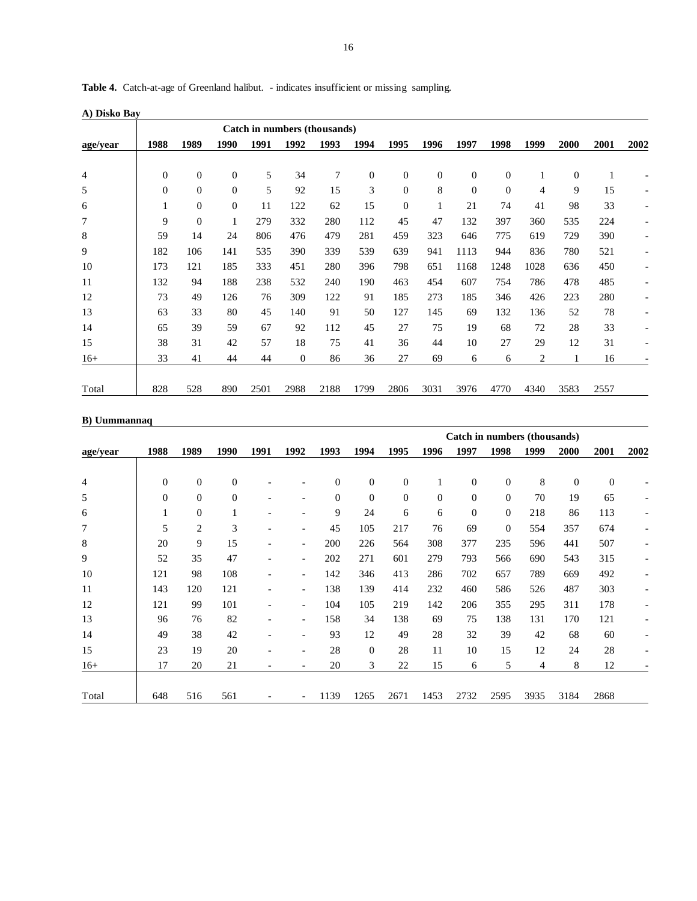**Table 4.** Catch-at-age of Greenland halibut. - indicates insufficient or missing sampling.

**A) Disko Bay**

| | Catch in numbers (thousands) | | | | | | | | | | | | | | |
|---|---|---|---|---|---|---|---|---|---|---|---|---|---|---|---|
| **age/year** | **1988** | **1989** | **1990** | **1991** | **1992** | **1993** | **1994** | **1995** | **1996** | **1997** | **1998** | **1999** | **2000** | **2001** | **2002** |
| 4 | 0 | 0 | 0 | 5 | 34 | 7 | 0 | 0 | 0 | 0 | 0 | 1 | 0 | 1 | - |
| 5 | 0 | 0 | 0 | 5 | 92 | 15 | 3 | 0 | 8 | 0 | 0 | 4 | 9 | 15 | - |
| 6 | 1 | 0 | 0 | 11 | 122 | 62 | 15 | 0 | 1 | 21 | 74 | 41 | 98 | 33 | - |
| 7 | 9 | 0 | 1 | 279 | 332 | 280 | 112 | 45 | 47 | 132 | 397 | 360 | 535 | 224 | - |
| 8 | 59 | 14 | 24 | 806 | 476 | 479 | 281 | 459 | 323 | 646 | 775 | 619 | 729 | 390 | - |
| 9 | 182 | 106 | 141 | 535 | 390 | 339 | 539 | 639 | 941 | 1113 | 944 | 836 | 780 | 521 | - |
| 10 | 173 | 121 | 185 | 333 | 451 | 280 | 396 | 798 | 651 | 1168 | 1248 | 1028 | 636 | 450 | - |
| 11 | 132 | 94 | 188 | 238 | 532 | 240 | 190 | 463 | 454 | 607 | 754 | 786 | 478 | 485 | - |
| 12 | 73 | 49 | 126 | 76 | 309 | 122 | 91 | 185 | 273 | 185 | 346 | 426 | 223 | 280 | - |
| 13 | 63 | 33 | 80 | 45 | 140 | 91 | 50 | 127 | 145 | 69 | 132 | 136 | 52 | 78 | - |
| 14 | 65 | 39 | 59 | 67 | 92 | 112 | 45 | 27 | 75 | 19 | 68 | 72 | 28 | 33 | - |
| 15 | 38 | 31 | 42 | 57 | 18 | 75 | 41 | 36 | 44 | 10 | 27 | 29 | 12 | 31 | - |
| 16+ | 33 | 41 | 44 | 44 | 0 | 86 | 36 | 27 | 69 | 6 | 6 | 2 | 1 | 16 | - |
| Total | 828 | 528 | 890 | 2501 | 2988 | 2188 | 1799 | 2806 | 3031 | 3976 | 4770 | 4340 | 3583 | 2557 | |

**B) Uummannaq**

| | | | | | | | | | | Catch in numbers (thousands) | | | | | |
|---|---|---|---|---|---|---|---|---|---|---|---|---|---|---|---|
| **age/year** | **1988** | **1989** | **1990** | **1991** | **1992** | **1993** | **1994** | **1995** | **1996** | **1997** | **1998** | **1999** | **2000** | **2001** | **2002** |
| 4 | 0 | 0 | 0 | - | - | 0 | 0 | 0 | 1 | 0 | 0 | 8 | 0 | 0 | - |
| 5 | 0 | 0 | 0 | - | - | 0 | 0 | 0 | 0 | 0 | 0 | 70 | 19 | 65 | - |
| 6 | 1 | 0 | 1 | - | - | 9 | 24 | 6 | 6 | 0 | 0 | 218 | 86 | 113 | - |
| 7 | 5 | 2 | 3 | - | - | 45 | 105 | 217 | 76 | 69 | 0 | 554 | 357 | 674 | - |
| 8 | 20 | 9 | 15 | - | - | 200 | 226 | 564 | 308 | 377 | 235 | 596 | 441 | 507 | - |
| 9 | 52 | 35 | 47 | - | - | 202 | 271 | 601 | 279 | 793 | 566 | 690 | 543 | 315 | - |
| 10 | 121 | 98 | 108 | - | - | 142 | 346 | 413 | 286 | 702 | 657 | 789 | 669 | 492 | - |
| 11 | 143 | 120 | 121 | - | - | 138 | 139 | 414 | 232 | 460 | 586 | 526 | 487 | 303 | - |
| 12 | 121 | 99 | 101 | - | - | 104 | 105 | 219 | 142 | 206 | 355 | 295 | 311 | 178 | - |
| 13 | 96 | 76 | 82 | - | - | 158 | 34 | 138 | 69 | 75 | 138 | 131 | 170 | 121 | - |
| 14 | 49 | 38 | 42 | - | - | 93 | 12 | 49 | 28 | 32 | 39 | 42 | 68 | 60 | - |
| 15 | 23 | 19 | 20 | - | - | 28 | 0 | 28 | 11 | 10 | 15 | 12 | 24 | 28 | - |
| 16+ | 17 | 20 | 21 | - | - | 20 | 3 | 22 | 15 | 6 | 5 | 4 | 8 | 12 | - |
| Total | 648 | 516 | 561 | - | - | 1139 | 1265 | 2671 | 1453 | 2732 | 2595 | 3935 | 3184 | 2868 | |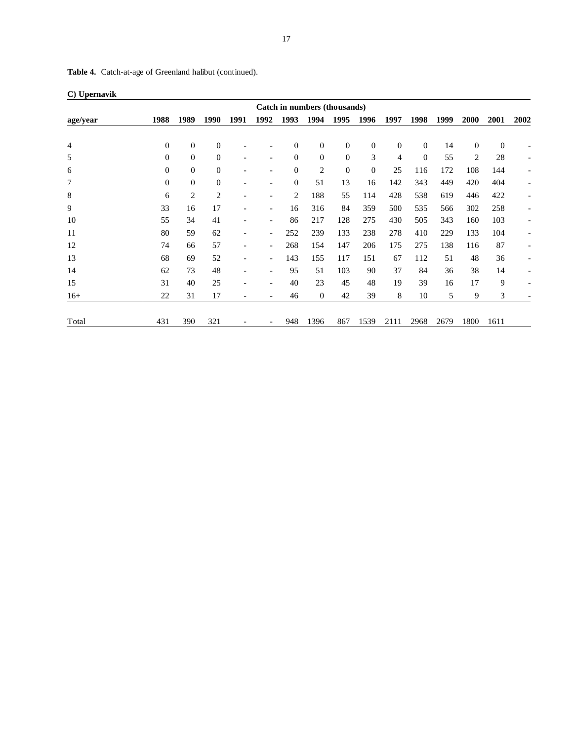**Table 4.** Catch-at-age of Greenland halibut (continued).

**C) Upernavik**

| | Catch in numbers (thousands) | | | | | | | | | | | | | | |
|---|---|---|---|---|---|---|---|---|---|---|---|---|---|---|---|
| **age/year** | **1988** | **1989** | **1990** | **1991** | **1992** | **1993** | **1994** | **1995** | **1996** | **1997** | **1998** | **1999** | **2000** | **2001** | **2002** |
| 4 | 0 | 0 | 0 | - | - | 0 | 0 | 0 | 0 | 0 | 0 | 14 | 0 | 0 | - |
| 5 | 0 | 0 | 0 | - | - | 0 | 0 | 0 | 3 | 4 | 0 | 55 | 2 | 28 | - |
| 6 | 0 | 0 | 0 | - | - | 0 | 2 | 0 | 0 | 25 | 116 | 172 | 108 | 144 | - |
| 7 | 0 | 0 | 0 | - | - | 0 | 51 | 13 | 16 | 142 | 343 | 449 | 420 | 404 | - |
| 8 | 6 | 2 | 2 | - | - | 2 | 188 | 55 | 114 | 428 | 538 | 619 | 446 | 422 | - |
| 9 | 33 | 16 | 17 | - | - | 16 | 316 | 84 | 359 | 500 | 535 | 566 | 302 | 258 | - |
| 10 | 55 | 34 | 41 | - | - | 86 | 217 | 128 | 275 | 430 | 505 | 343 | 160 | 103 | - |
| 11 | 80 | 59 | 62 | - | - | 252 | 239 | 133 | 238 | 278 | 410 | 229 | 133 | 104 | - |
| 12 | 74 | 66 | 57 | - | - | 268 | 154 | 147 | 206 | 175 | 275 | 138 | 116 | 87 | - |
| 13 | 68 | 69 | 52 | - | - | 143 | 155 | 117 | 151 | 67 | 112 | 51 | 48 | 36 | - |
| 14 | 62 | 73 | 48 | - | - | 95 | 51 | 103 | 90 | 37 | 84 | 36 | 38 | 14 | - |
| 15 | 31 | 40 | 25 | - | - | 40 | 23 | 45 | 48 | 19 | 39 | 16 | 17 | 9 | - |
| 16+ | 22 | 31 | 17 | - | - | 46 | 0 | 42 | 39 | 8 | 10 | 5 | 9 | 3 | - |
| Total | 431 | 390 | 321 | - | - | 948 | 1396 | 867 | 1539 | 2111 | 2968 | 2679 | 1800 | 1611 | |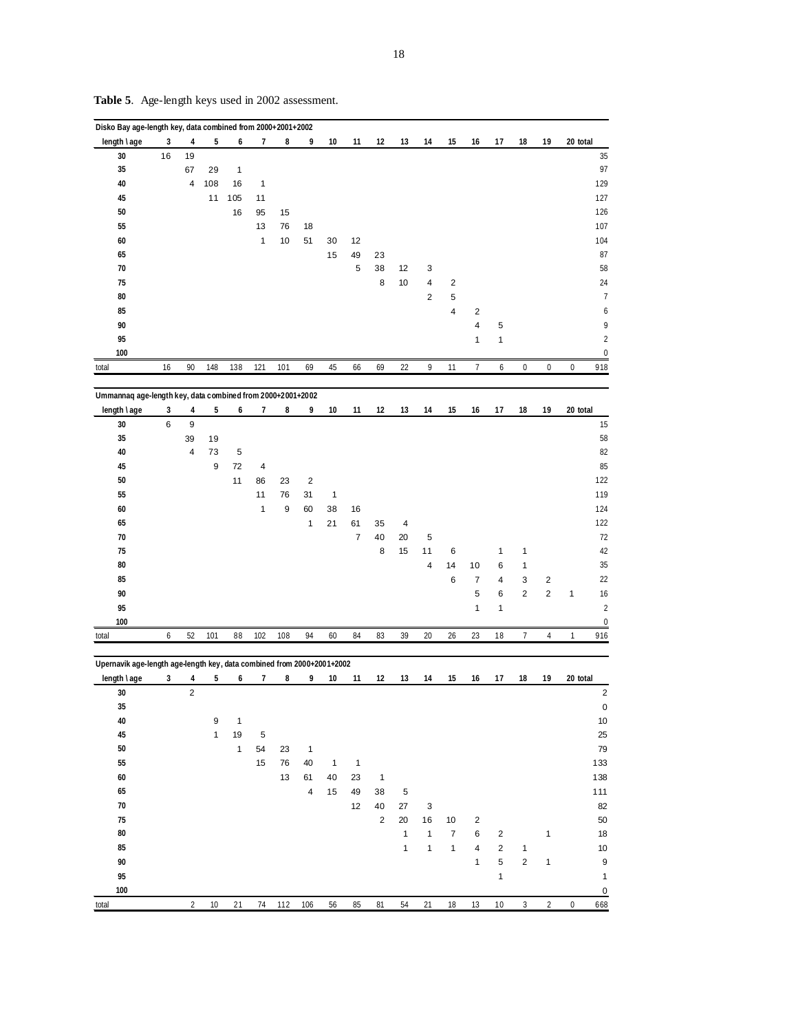**Table 5**. Age-length keys used in 2002 assessment.

Disko Bay age-length key, data combined from 2000+2001+2002

| length \ age | 3 | 4 | 5 | 6 | 7 | 8 | 9 | 10 | 11 | 12 | 13 | 14 | 15 | 16 | 17 | 18 | 19 | 20 | total |
|---|---|---|---|---|---|---|---|---|---|---|---|---|---|---|---|---|---|---|---|
| 30 | 16 | 19 | | | | | | | | | | | | | | | | | 35 |
| 35 | | 67 | 29 | 1 | | | | | | | | | | | | | | | 97 |
| 40 | | 4 | 108 | 16 | 1 | | | | | | | | | | | | | | 129 |
| 45 | | | 11 | 105 | 11 | | | | | | | | | | | | | | 127 |
| 50 | | | | 16 | 95 | 15 | | | | | | | | | | | | | 126 |
| 55 | | | | | 13 | 76 | 18 | | | | | | | | | | | | 107 |
| 60 | | | | | 1 | 10 | 51 | 30 | 12 | | | | | | | | | | 104 |
| 65 | | | | | | | | 15 | 49 | 23 | | | | | | | | | 87 |
| 70 | | | | | | | | | 5 | 38 | 12 | 3 | | | | | | | 58 |
| 75 | | | | | | | | | | 8 | 10 | 4 | 2 | | | | | | 24 |
| 80 | | | | | | | | | | | | 2 | 5 | | | | | | 7 |
| 85 | | | | | | | | | | | | | 4 | 2 | | | | | 6 |
| 90 | | | | | | | | | | | | | | 4 | 5 | | | | 9 |
| 95 | | | | | | | | | | | | | | 1 | 1 | | | | 2 |
| 100 | | | | | | | | | | | | | | | | | | | 0 |
| total | 16 | 90 | 148 | 138 | 121 | 101 | 69 | 45 | 66 | 69 | 22 | 9 | 11 | 7 | 6 | 0 | 0 | 0 | 918 |

Ummannaq age-length key, data combined from 2000+2001+2002

| length \ age | 3 | 4 | 5 | 6 | 7 | 8 | 9 | 10 | 11 | 12 | 13 | 14 | 15 | 16 | 17 | 18 | 19 | 20 | total |
|---|---|---|---|---|---|---|---|---|---|---|---|---|---|---|---|---|---|---|---|
| 30 | 6 | 9 | | | | | | | | | | | | | | | | | 15 |
| 35 | | 39 | 19 | | | | | | | | | | | | | | | | 58 |
| 40 | | 4 | 73 | 5 | | | | | | | | | | | | | | | 82 |
| 45 | | | 9 | 72 | 4 | | | | | | | | | | | | | | 85 |
| 50 | | | | 11 | 86 | 23 | 2 | | | | | | | | | | | | 122 |
| 55 | | | | | 11 | 76 | 31 | 1 | | | | | | | | | | | 119 |
| 60 | | | | | 1 | 9 | 60 | 38 | 16 | | | | | | | | | | 124 |
| 65 | | | | | | | 1 | 21 | 61 | 35 | 4 | | | | | | | | 122 |
| 70 | | | | | | | | | 7 | 40 | 20 | 5 | | | | | | | 72 |
| 75 | | | | | | | | | | 8 | 15 | 11 | 6 | | 1 | 1 | | | 42 |
| 80 | | | | | | | | | | | | 4 | 14 | 10 | 6 | 1 | | | 35 |
| 85 | | | | | | | | | | | | | 6 | 7 | 4 | 3 | 2 | | 22 |
| 90 | | | | | | | | | | | | | | 5 | 6 | 2 | 2 | 1 | 16 |
| 95 | | | | | | | | | | | | | | 1 | 1 | | | | 2 |
| 100 | | | | | | | | | | | | | | | | | | | 0 |
| total | 6 | 52 | 101 | 88 | 102 | 108 | 94 | 60 | 84 | 83 | 39 | 20 | 26 | 23 | 18 | 7 | 4 | 1 | 916 |

Upernavik age-length age-length key, data combined from 2000+2001+2002

| length \ age | 3 | 4 | 5 | 6 | 7 | 8 | 9 | 10 | 11 | 12 | 13 | 14 | 15 | 16 | 17 | 18 | 19 | 20 | total |
|---|---|---|---|---|---|---|---|---|---|---|---|---|---|---|---|---|---|---|---|
| 30 | | 2 | | | | | | | | | | | | | | | | | 2 |
| 35 | | | | | | | | | | | | | | | | | | | 0 |
| 40 | | | 9 | 1 | | | | | | | | | | | | | | | 10 |
| 45 | | | 1 | 19 | 5 | | | | | | | | | | | | | | 25 |
| 50 | | | | 1 | 54 | 23 | 1 | | | | | | | | | | | | 79 |
| 55 | | | | | 15 | 76 | 40 | 1 | 1 | | | | | | | | | | 133 |
| 60 | | | | | | 13 | 61 | 40 | 23 | 1 | | | | | | | | | 138 |
| 65 | | | | | | | 4 | 15 | 49 | 38 | 5 | | | | | | | | 111 |
| 70 | | | | | | | | | 12 | 40 | 27 | 3 | | | | | | | 82 |
| 75 | | | | | | | | | | 2 | 20 | 16 | 10 | 2 | | | | | 50 |
| 80 | | | | | | | | | | | 1 | 1 | 7 | 6 | 2 | | 1 | | 18 |
| 85 | | | | | | | | | | | 1 | 1 | 1 | 4 | 2 | 1 | | | 10 |
| 90 | | | | | | | | | | | | | | 1 | 5 | 2 | 1 | | 9 |
| 95 | | | | | | | | | | | | | | | 1 | | | | 1 |
| 100 | | | | | | | | | | | | | | | | | | | 0 |
| total | | 2 | 10 | 21 | 74 | 112 | 106 | 56 | 85 | 81 | 54 | 21 | 18 | 13 | 10 | 3 | 2 | 0 | 668 |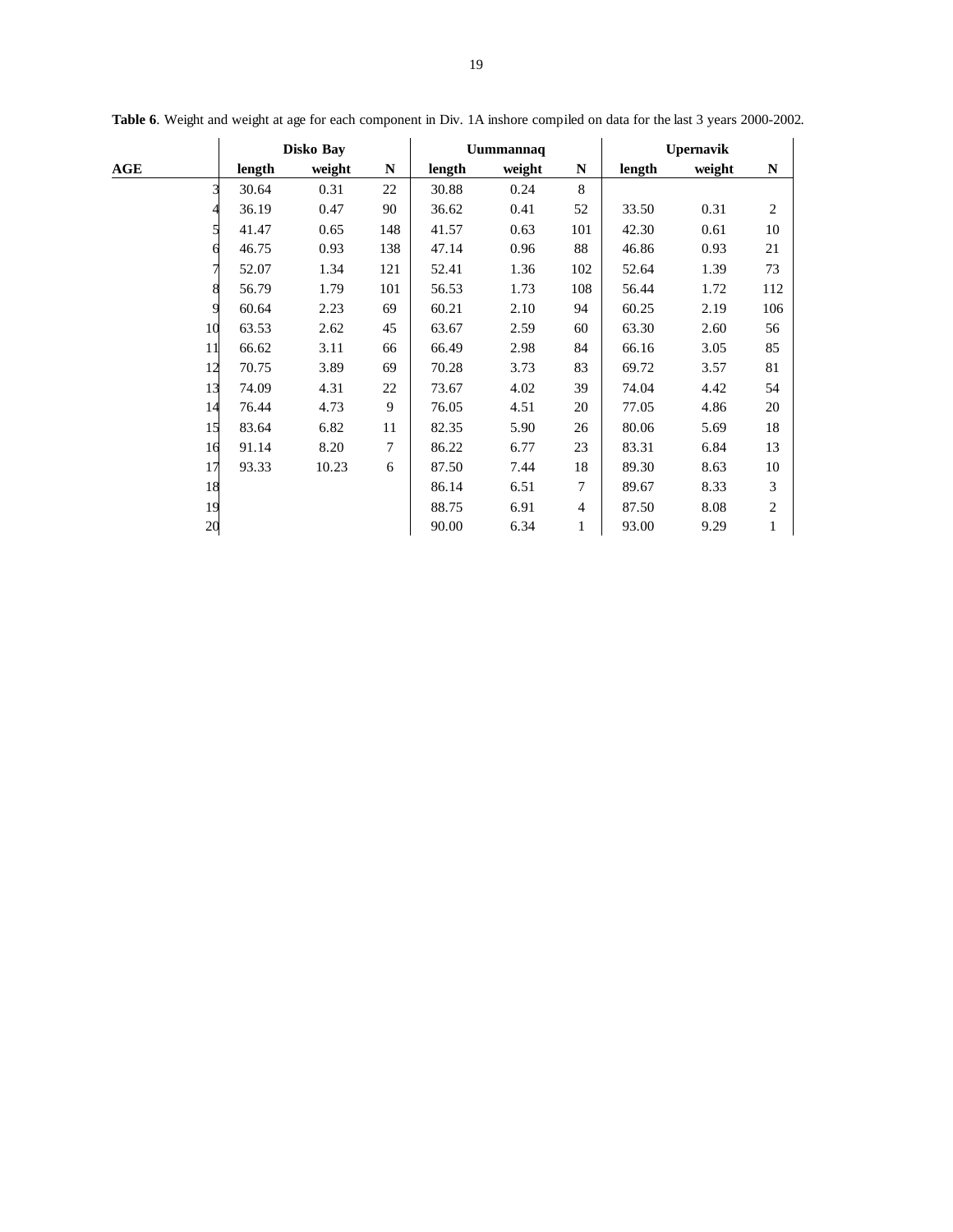**Table 6**. Weight and weight at age for each component in Div. 1A inshore compiled on data for the last 3 years 2000-2002.

| | Disko Bay | | | Uummannaq | | | Upernavik | | |
|---|---|---|---|---|---|---|---|---|---|
| **AGE** | **length** | **weight** | **N** | **length** | **weight** | **N** | **length** | **weight** | **N** |
| 3 | 30.64 | 0.31 | 22 | 30.88 | 0.24 | 8 | | | |
| 4 | 36.19 | 0.47 | 90 | 36.62 | 0.41 | 52 | 33.50 | 0.31 | 2 |
| 5 | 41.47 | 0.65 | 148 | 41.57 | 0.63 | 101 | 42.30 | 0.61 | 10 |
| 6 | 46.75 | 0.93 | 138 | 47.14 | 0.96 | 88 | 46.86 | 0.93 | 21 |
| 7 | 52.07 | 1.34 | 121 | 52.41 | 1.36 | 102 | 52.64 | 1.39 | 73 |
| 8 | 56.79 | 1.79 | 101 | 56.53 | 1.73 | 108 | 56.44 | 1.72 | 112 |
| 9 | 60.64 | 2.23 | 69 | 60.21 | 2.10 | 94 | 60.25 | 2.19 | 106 |
| 10 | 63.53 | 2.62 | 45 | 63.67 | 2.59 | 60 | 63.30 | 2.60 | 56 |
| 11 | 66.62 | 3.11 | 66 | 66.49 | 2.98 | 84 | 66.16 | 3.05 | 85 |
| 12 | 70.75 | 3.89 | 69 | 70.28 | 3.73 | 83 | 69.72 | 3.57 | 81 |
| 13 | 74.09 | 4.31 | 22 | 73.67 | 4.02 | 39 | 74.04 | 4.42 | 54 |
| 14 | 76.44 | 4.73 | 9 | 76.05 | 4.51 | 20 | 77.05 | 4.86 | 20 |
| 15 | 83.64 | 6.82 | 11 | 82.35 | 5.90 | 26 | 80.06 | 5.69 | 18 |
| 16 | 91.14 | 8.20 | 7 | 86.22 | 6.77 | 23 | 83.31 | 6.84 | 13 |
| 17 | 93.33 | 10.23 | 6 | 87.50 | 7.44 | 18 | 89.30 | 8.63 | 10 |
| 18 | | | | 86.14 | 6.51 | 7 | 89.67 | 8.33 | 3 |
| 19 | | | | 88.75 | 6.91 | 4 | 87.50 | 8.08 | 2 |
| 20 | | | | 90.00 | 6.34 | 1 | 93.00 | 9.29 | 1 |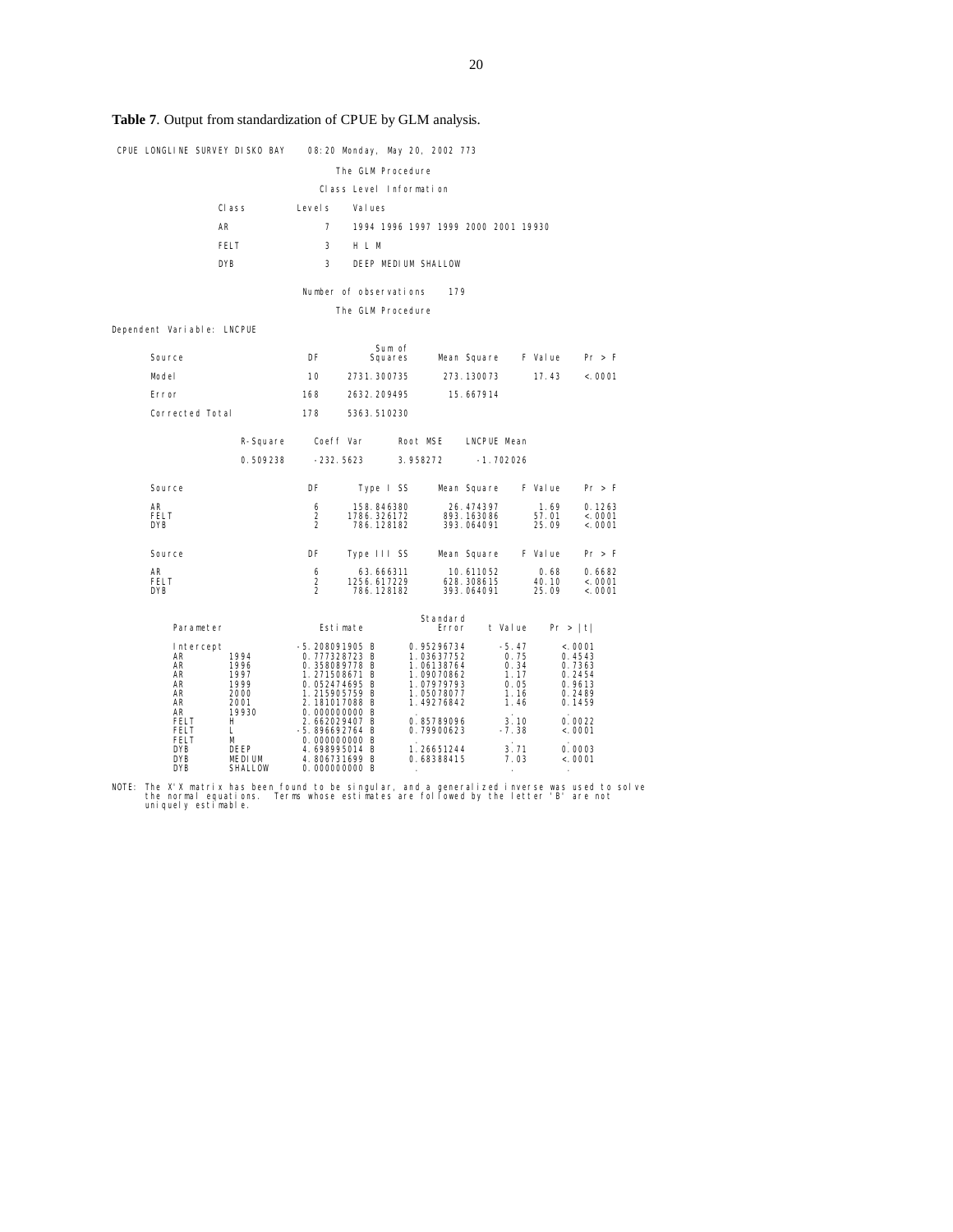**Table 7**. Output from standardization of CPUE by GLM analysis.

CPUE LONGLINE SURVEY DISKO BAY    08:20 Monday, May 20, 2002 773

The GLM Procedure

Class Level Information

| Class | Levels | Values |
|---|---|---|
| AR | 7 | 1994 1996 1997 1999 2000 2001 19930 |
| FELT | 3 | H L M |
| DYB | 3 | DEEP MEDIUM SHALLOW |

Number of observations    179

The GLM Procedure

Dependent Variable: LNCPUE

| Source | DF | Sum of Squares | Mean Square | F Value | Pr > F |
|---|---|---|---|---|---|
| Model | 10 | 2731.300735 | 273.130073 | 17.43 | <.0001 |
| Error | 168 | 2632.209495 | 15.667914 | | |
| Corrected Total | 178 | 5363.510230 | | | |

| R-Square | Coeff Var | Root MSE | LNCPUE Mean |
|---|---|---|---|
| 0.509238 | -232.5623 | 3.958272 | -1.702026 |

| Source | DF | Type I SS | Mean Square | F Value | Pr > F |
|---|---|---|---|---|---|
| AR | 6 | 158.846380 | 26.474397 | 1.69 | 0.1263 |
| FELT | 2 | 1786.326172 | 893.163086 | 57.01 | <.0001 |
| DYB | 2 | 786.128182 | 393.064091 | 25.09 | <.0001 |

| Source | DF | Type III SS | Mean Square | F Value | Pr > F |
|---|---|---|---|---|---|
| AR | 6 | 63.666311 | 10.611052 | 0.68 | 0.6682 |
| FELT | 2 | 1256.617229 | 628.308615 | 40.10 | <.0001 |
| DYB | 2 | 786.128182 | 393.064091 | 25.09 | <.0001 |

| Parameter | | Estimate | Standard Error | t Value | Pr > \|t\| |
|---|---|---|---|---|---|
| Intercept | | -5.208091905 B | 0.95296734 | -5.47 | <.0001 |
| AR | 1994 | 0.777328723 B | 1.03637752 | 0.75 | 0.4543 |
| AR | 1996 | 0.358089778 B | 1.06138764 | 0.34 | 0.7363 |
| AR | 1997 | 1.271508671 B | 1.09070862 | 1.17 | 0.2454 |
| AR | 1999 | 0.052474695 B | 1.07979793 | 0.05 | 0.9613 |
| AR | 2000 | 1.215905759 B | 1.05078077 | 1.16 | 0.2489 |
| AR | 2001 | 2.181017088 B | 1.49276842 | 1.46 | 0.1459 |
| AR | 19930 | 0.000000000 B | . | . | . |
| FELT | H | 2.662029407 B | 0.85789096 | 3.10 | 0.0022 |
| FELT | L | -5.896692764 B | 0.79900623 | -7.38 | <.0001 |
| FELT | M | 0.000000000 B | . | . | . |
| DYB | DEEP | 4.698995014 B | 1.26651244 | 3.71 | 0.0003 |
| DYB | MEDIUM | 4.806731699 B | 0.68388415 | 7.03 | <.0001 |
| DYB | SHALLOW | 0.000000000 B | . | . | . |

NOTE: The X'X matrix has been found to be singular, and a generalized inverse was used to solve the normal equations. Terms whose estimates are followed by the letter 'B' are not uniquely estimable.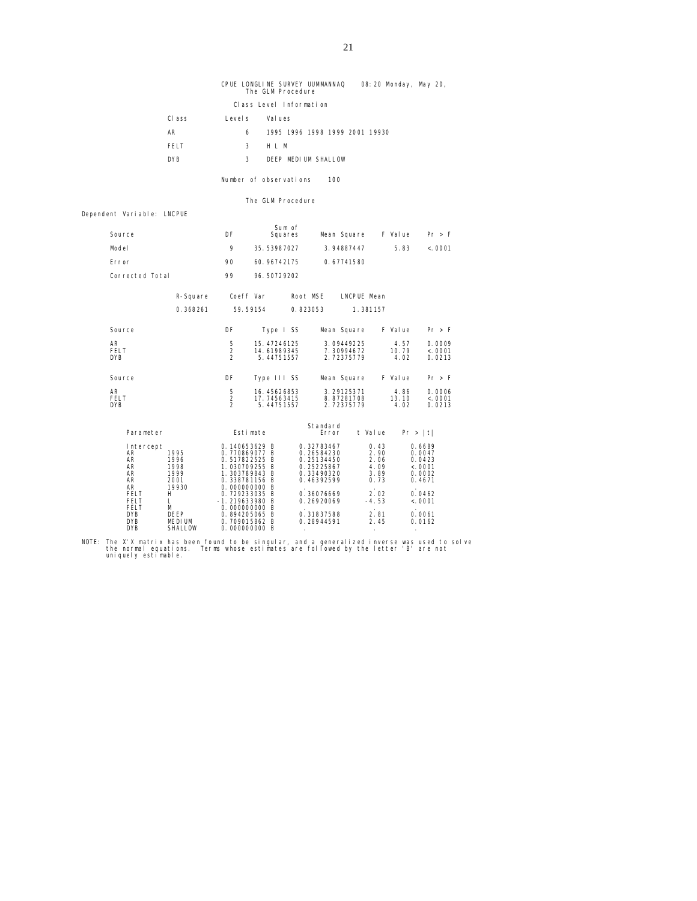CPUE LONGLINE SURVEY UUMMANNAQ 08:20 Monday, May 20,
The GLM Procedure

Class Level Information

| Class | Levels | Values |
|---|---|---|
| AR | 6 | 1995 1996 1998 1999 2001 19930 |
| FELT | 3 | H L M |
| DYB | 3 | DEEP MEDIUM SHALLOW |

Number of observations 100

The GLM Procedure

Dependent Variable: LNCPUE

| Source | DF | Sum of Squares | Mean Square | F Value | Pr > F |
|---|---|---|---|---|---|
| Model | 9 | 35.53987027 | 3.94887447 | 5.83 | <.0001 |
| Error | 90 | 60.96742175 | 0.67741580 | | |
| Corrected Total | 99 | 96.50729202 | | | |

| R-Square | Coeff Var | Root MSE | LNCPUE Mean |
|---|---|---|---|
| 0.368261 | 59.59154 | 0.823053 | 1.381157 |

| Source | DF | Type I SS | Mean Square | F Value | Pr > F |
|---|---|---|---|---|---|
| AR | 5 | 15.47246125 | 3.09449225 | 4.57 | 0.0009 |
| FELT | 2 | 14.61989345 | 7.30994672 | 10.79 | <.0001 |
| DYB | 2 | 5.44751557 | 2.72375779 | 4.02 | 0.0213 |

| Source | DF | Type III SS | Mean Square | F Value | Pr > F |
|---|---|---|---|---|---|
| AR | 5 | 16.45626853 | 3.29125371 | 4.86 | 0.0006 |
| FELT | 2 | 17.74563415 | 8.87281708 | 13.10 | <.0001 |
| DYB | 2 | 5.44751557 | 2.72375779 | 4.02 | 0.0213 |

| Parameter | | Estimate | | Standard Error | t Value | Pr > \|t\| |
|---|---|---|---|---|---|---|
| Intercept | | 0.140653629 | B | 0.32783467 | 0.43 | 0.6689 |
| AR | 1995 | 0.770869077 | B | 0.26584230 | 2.90 | 0.0047 |
| AR | 1996 | 0.517822525 | B | 0.25134450 | 2.06 | 0.0423 |
| AR | 1998 | 1.030709255 | B | 0.25225867 | 4.09 | <.0001 |
| AR | 1999 | 1.303789843 | B | 0.33490320 | 3.89 | 0.0002 |
| AR | 2001 | 0.338781156 | B | 0.46392599 | 0.73 | 0.4671 |
| AR | 19930 | 0.000000000 | B | . | . | . |
| FELT | H | 0.729233035 | B | 0.36076669 | 2.02 | 0.0462 |
| FELT | L | -1.219633980 | B | 0.26920069 | -4.53 | <.0001 |
| FELT | M | 0.000000000 | B | . | . | . |
| DYB | DEEP | 0.894205065 | B | 0.31837588 | 2.81 | 0.0061 |
| DYB | MEDIUM | 0.709015862 | B | 0.28944591 | 2.45 | 0.0162 |
| DYB | SHALLOW | 0.000000000 | B | . | . | . |

NOTE: The X'X matrix has been found to be singular, and a generalized inverse was used to solve the normal equations. Terms whose estimates are followed by the letter 'B' are not uniquely estimable.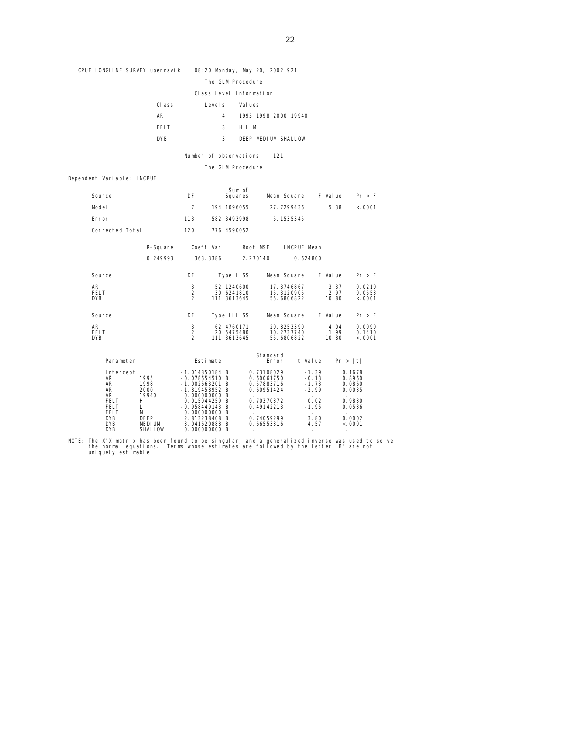CPUE LONGLINE SURVEY upernavik 08:20 Monday, May 20, 2002 921

The GLM Procedure

Class Level Information

| Class | Levels | Values |
|---|---|---|
| AR | 4 | 1995 1998 2000 19940 |
| FELT | 3 | H L M |
| DYB | 3 | DEEP MEDIUM SHALLOW |

Number of observations 121

The GLM Procedure

Dependent Variable: LNCPUE

| Source | DF | Sum of Squares | Mean Square | F Value | Pr > F |
|---|---|---|---|---|---|
| Model | 7 | 194.1096055 | 27.7299436 | 5.38 | <.0001 |
| Error | 113 | 582.3493998 | 5.1535345 | | |
| Corrected Total | 120 | 776.4590052 | | | |

| R-Square | Coeff Var | Root MSE | LNCPUE Mean |
|---|---|---|---|
| 0.249993 | 363.3386 | 2.270140 | 0.624800 |

| Source | DF | Type I SS | Mean Square | F Value | Pr > F |
|---|---|---|---|---|---|
| AR | 3 | 52.1240600 | 17.3746867 | 3.37 | 0.0210 |
| FELT | 2 | 30.6241810 | 15.3120905 | 2.97 | 0.0553 |
| DYB | 2 | 111.3613645 | 55.6806822 | 10.80 | <.0001 |

| Source | DF | Type III SS | Mean Square | F Value | Pr > F |
|---|---|---|---|---|---|
| AR | 3 | 62.4760171 | 20.8253390 | 4.04 | 0.0090 |
| FELT | 2 | 20.5475480 | 10.2737740 | 1.99 | 0.1410 |
| DYB | 2 | 111.3613645 | 55.6806822 | 10.80 | <.0001 |

| Parameter | | Estimate | | Standard Error | t Value | Pr > \|t\| |
|---|---|---|---|---|---|---|
| Intercept | | -1.014850184 | B | 0.73108029 | -1.39 | 0.1678 |
| AR | 1995 | -0.078654510 | B | 0.60061750 | -0.13 | 0.8960 |
| AR | 1998 | -1.002663201 | B | 0.57883716 | -1.73 | 0.0860 |
| AR | 2000 | -1.819458952 | B | 0.60951424 | -2.99 | 0.0035 |
| AR | 19940 | 0.000000000 | B | . | . | . |
| FELT | H | 0.015044259 | B | 0.70370372 | 0.02 | 0.9830 |
| FELT | L | -0.958449143 | B | 0.49142213 | -1.95 | 0.0536 |
| FELT | M | 0.000000000 | B | . | . | . |
| DYB | DEEP | 2.813238408 | B | 0.74059299 | 3.80 | 0.0002 |
| DYB | MEDIUM | 3.041620888 | B | 0.66553316 | 4.57 | <.0001 |
| DYB | SHALLOW | 0.000000000 | B | . | . | . |

NOTE: The X'X matrix has been found to be singular, and a generalized inverse was used to solve the normal equations. Terms whose estimates are followed by the letter 'B' are not uniquely estimable.